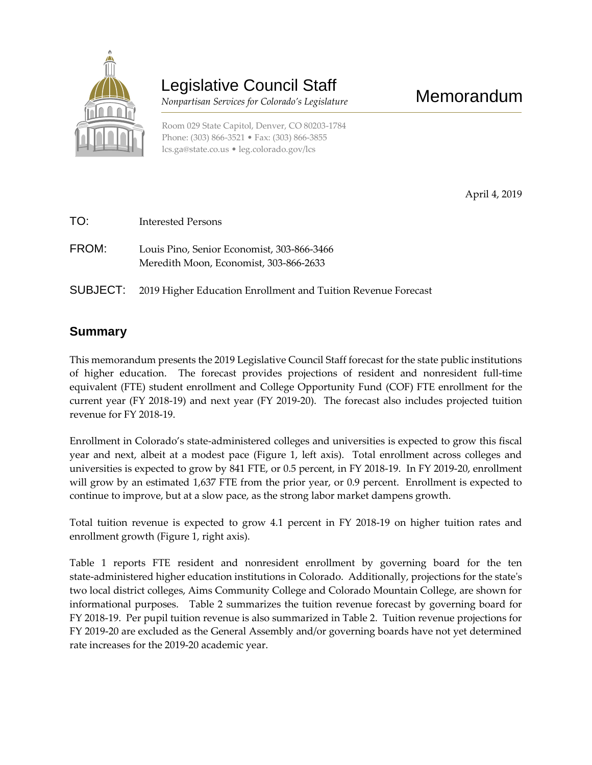# Legislative Council Staff

*Nonpartisan Services for Colorado's Legislature*

# Memorandum

Room 029 State Capitol, Denver, CO 80203-1784
Phone: (303) 866-3521 • Fax: (303) 866-3855
lcs.ga@state.co.us • leg.colorado.gov/lcs

April 4, 2019

TO: Interested Persons

FROM: Louis Pino, Senior Economist, 303-866-3466
Meredith Moon, Economist, 303-866-2633

SUBJECT: 2019 Higher Education Enrollment and Tuition Revenue Forecast

## Summary

This memorandum presents the 2019 Legislative Council Staff forecast for the state public institutions of higher education. The forecast provides projections of resident and nonresident full-time equivalent (FTE) student enrollment and College Opportunity Fund (COF) FTE enrollment for the current year (FY 2018-19) and next year (FY 2019-20). The forecast also includes projected tuition revenue for FY 2018-19.

Enrollment in Colorado's state-administered colleges and universities is expected to grow this fiscal year and next, albeit at a modest pace (Figure 1, left axis). Total enrollment across colleges and universities is expected to grow by 841 FTE, or 0.5 percent, in FY 2018-19. In FY 2019-20, enrollment will grow by an estimated 1,637 FTE from the prior year, or 0.9 percent. Enrollment is expected to continue to improve, but at a slow pace, as the strong labor market dampens growth.

Total tuition revenue is expected to grow 4.1 percent in FY 2018-19 on higher tuition rates and enrollment growth (Figure 1, right axis).

Table 1 reports FTE resident and nonresident enrollment by governing board for the ten state-administered higher education institutions in Colorado. Additionally, projections for the state's two local district colleges, Aims Community College and Colorado Mountain College, are shown for informational purposes. Table 2 summarizes the tuition revenue forecast by governing board for FY 2018-19. Per pupil tuition revenue is also summarized in Table 2. Tuition revenue projections for FY 2019-20 are excluded as the General Assembly and/or governing boards have not yet determined rate increases for the 2019-20 academic year.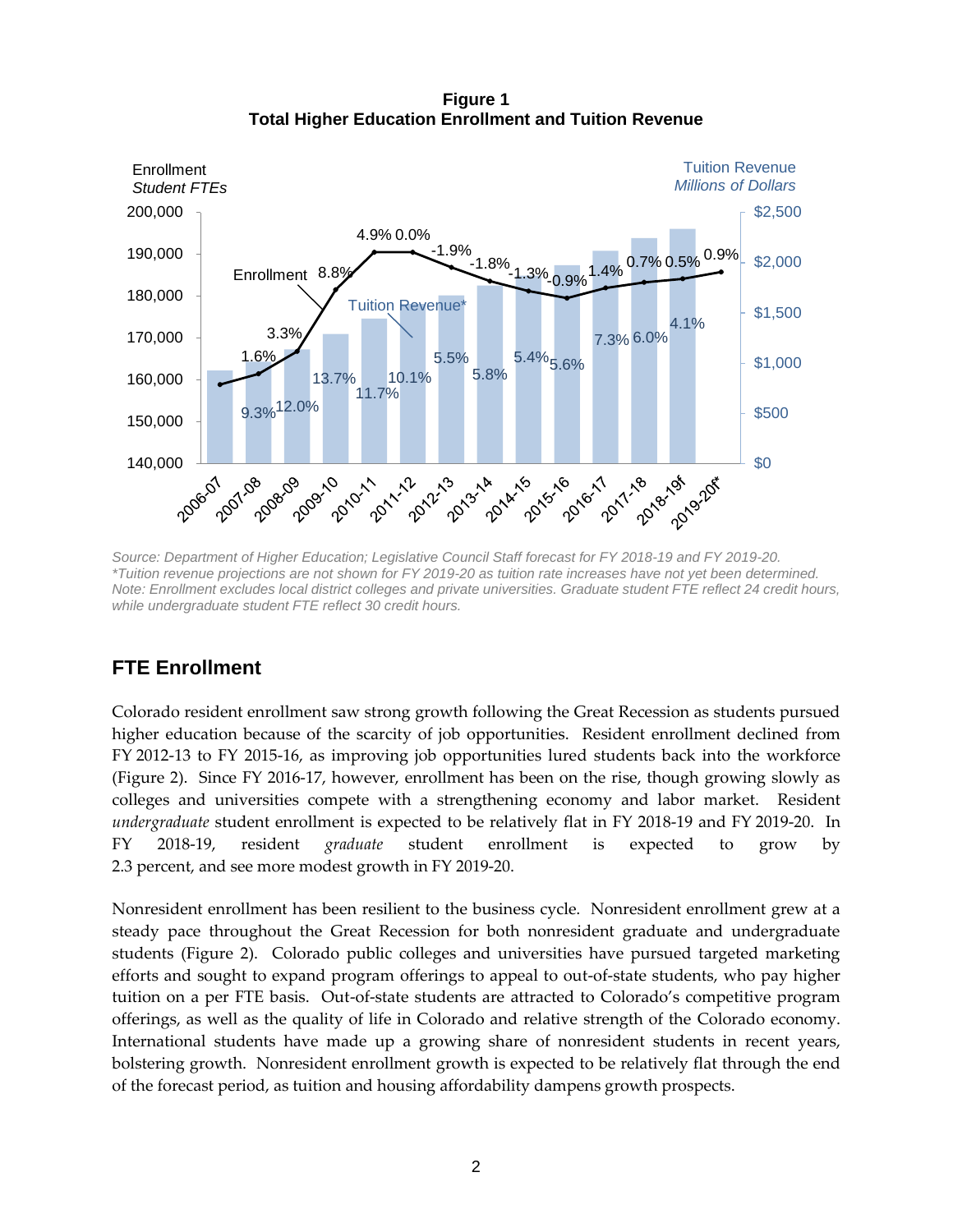**Figure 1**
**Total Higher Education Enrollment and Tuition Revenue**

*Source: Department of Higher Education; Legislative Council Staff forecast for FY 2018-19 and FY 2019-20.*
*\*Tuition revenue projections are not shown for FY 2019-20 as tuition rate increases have not yet been determined.*
*Note: Enrollment excludes local district colleges and private universities. Graduate student FTE reflect 24 credit hours, while undergraduate student FTE reflect 30 credit hours.*

## FTE Enrollment

Colorado resident enrollment saw strong growth following the Great Recession as students pursued higher education because of the scarcity of job opportunities. Resident enrollment declined from FY 2012-13 to FY 2015-16, as improving job opportunities lured students back into the workforce (Figure 2). Since FY 2016-17, however, enrollment has been on the rise, though growing slowly as colleges and universities compete with a strengthening economy and labor market. Resident *undergraduate* student enrollment is expected to be relatively flat in FY 2018-19 and FY 2019-20. In FY 2018-19, resident *graduate* student enrollment is expected to grow by 2.3 percent, and see more modest growth in FY 2019-20.

Nonresident enrollment has been resilient to the business cycle. Nonresident enrollment grew at a steady pace throughout the Great Recession for both nonresident graduate and undergraduate students (Figure 2). Colorado public colleges and universities have pursued targeted marketing efforts and sought to expand program offerings to appeal to out-of-state students, who pay higher tuition on a per FTE basis. Out-of-state students are attracted to Colorado's competitive program offerings, as well as the quality of life in Colorado and relative strength of the Colorado economy. International students have made up a growing share of nonresident students in recent years, bolstering growth. Nonresident enrollment growth is expected to be relatively flat through the end of the forecast period, as tuition and housing affordability dampens growth prospects.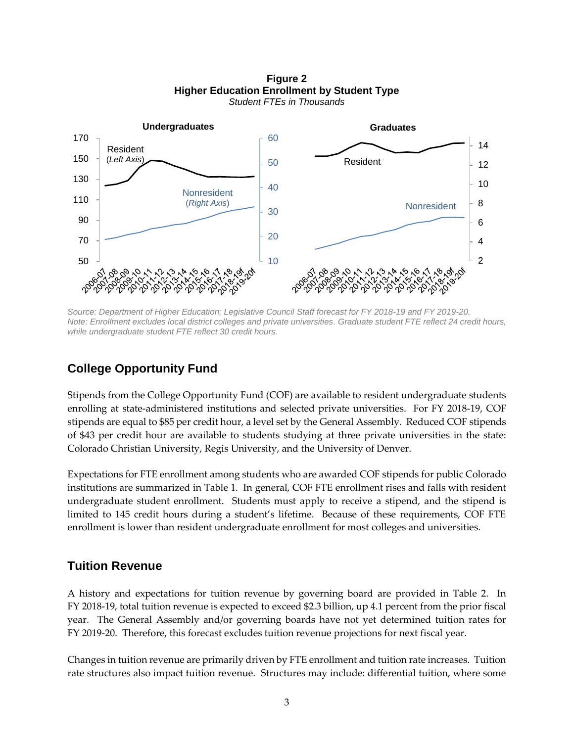**Figure 2**
**Higher Education Enrollment by Student Type**
*Student FTEs in Thousands*

Source: Department of Higher Education; Legislative Council Staff forecast for FY 2018-19 and FY 2019-20.
Note: Enrollment excludes local district colleges and private universities. Graduate student FTE reflect 24 credit hours, while undergraduate student FTE reflect 30 credit hours.

## College Opportunity Fund

Stipends from the College Opportunity Fund (COF) are available to resident undergraduate students enrolling at state-administered institutions and selected private universities. For FY 2018-19, COF stipends are equal to $85 per credit hour, a level set by the General Assembly. Reduced COF stipends of $43 per credit hour are available to students studying at three private universities in the state: Colorado Christian University, Regis University, and the University of Denver.

Expectations for FTE enrollment among students who are awarded COF stipends for public Colorado institutions are summarized in Table 1. In general, COF FTE enrollment rises and falls with resident undergraduate student enrollment. Students must apply to receive a stipend, and the stipend is limited to 145 credit hours during a student's lifetime. Because of these requirements, COF FTE enrollment is lower than resident undergraduate enrollment for most colleges and universities.

## Tuition Revenue

A history and expectations for tuition revenue by governing board are provided in Table 2. In FY 2018-19, total tuition revenue is expected to exceed $2.3 billion, up 4.1 percent from the prior fiscal year. The General Assembly and/or governing boards have not yet determined tuition rates for FY 2019-20. Therefore, this forecast excludes tuition revenue projections for next fiscal year.

Changes in tuition revenue are primarily driven by FTE enrollment and tuition rate increases. Tuition rate structures also impact tuition revenue. Structures may include: differential tuition, where some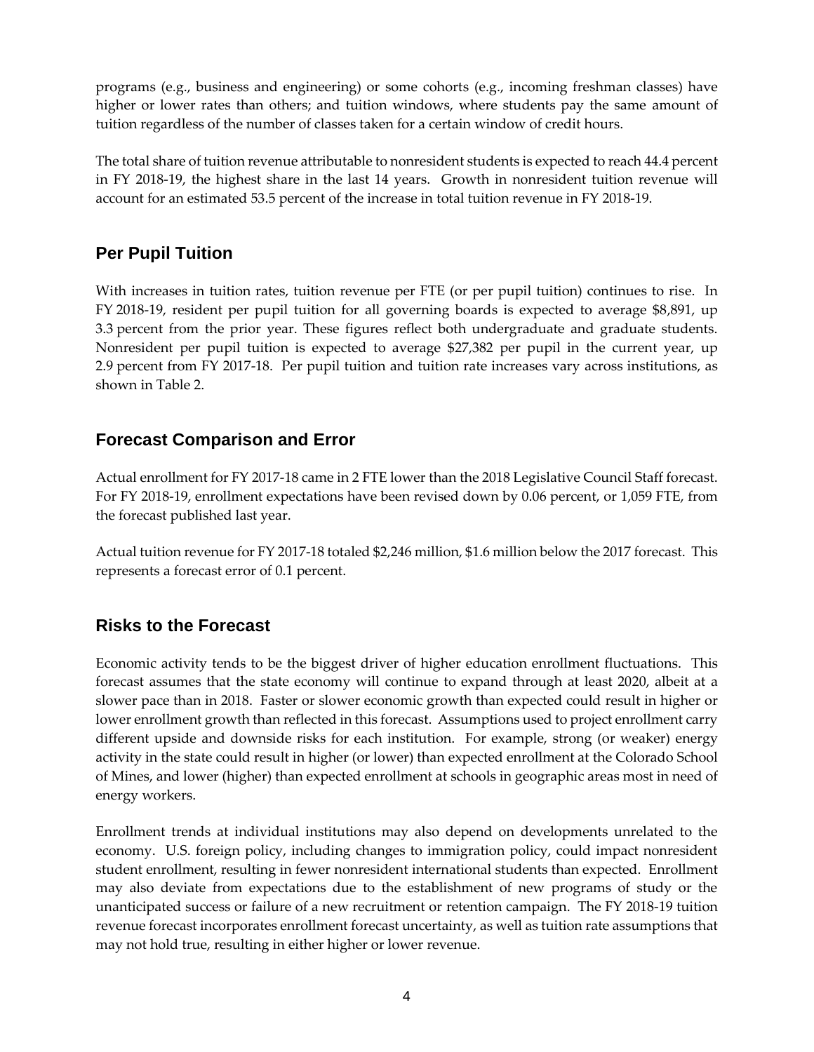programs (e.g., business and engineering) or some cohorts (e.g., incoming freshman classes) have higher or lower rates than others; and tuition windows, where students pay the same amount of tuition regardless of the number of classes taken for a certain window of credit hours.

The total share of tuition revenue attributable to nonresident students is expected to reach 44.4 percent in FY 2018-19, the highest share in the last 14 years. Growth in nonresident tuition revenue will account for an estimated 53.5 percent of the increase in total tuition revenue in FY 2018-19.

## Per Pupil Tuition

With increases in tuition rates, tuition revenue per FTE (or per pupil tuition) continues to rise. In FY 2018-19, resident per pupil tuition for all governing boards is expected to average $8,891, up 3.3 percent from the prior year. These figures reflect both undergraduate and graduate students. Nonresident per pupil tuition is expected to average $27,382 per pupil in the current year, up 2.9 percent from FY 2017-18. Per pupil tuition and tuition rate increases vary across institutions, as shown in Table 2.

## Forecast Comparison and Error

Actual enrollment for FY 2017-18 came in 2 FTE lower than the 2018 Legislative Council Staff forecast. For FY 2018-19, enrollment expectations have been revised down by 0.06 percent, or 1,059 FTE, from the forecast published last year.

Actual tuition revenue for FY 2017-18 totaled $2,246 million, $1.6 million below the 2017 forecast. This represents a forecast error of 0.1 percent.

## Risks to the Forecast

Economic activity tends to be the biggest driver of higher education enrollment fluctuations. This forecast assumes that the state economy will continue to expand through at least 2020, albeit at a slower pace than in 2018. Faster or slower economic growth than expected could result in higher or lower enrollment growth than reflected in this forecast. Assumptions used to project enrollment carry different upside and downside risks for each institution. For example, strong (or weaker) energy activity in the state could result in higher (or lower) than expected enrollment at the Colorado School of Mines, and lower (higher) than expected enrollment at schools in geographic areas most in need of energy workers.

Enrollment trends at individual institutions may also depend on developments unrelated to the economy. U.S. foreign policy, including changes to immigration policy, could impact nonresident student enrollment, resulting in fewer nonresident international students than expected. Enrollment may also deviate from expectations due to the establishment of new programs of study or the unanticipated success or failure of a new recruitment or retention campaign. The FY 2018-19 tuition revenue forecast incorporates enrollment forecast uncertainty, as well as tuition rate assumptions that may not hold true, resulting in either higher or lower revenue.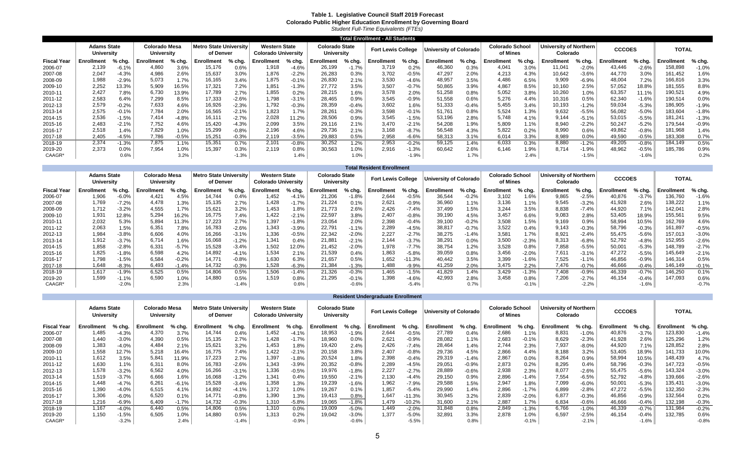**Table 1. Legislative Council Staff 2019 Forecast**
**Colorado Public Higher Education Enrollment by Governing Board**
*Student Full-Time Equivalents (FTEs)*

**Total Enrollment - All Students**

| | Adams State University | | Colorado Mesa University | | Metro State University of Denver | | Western State Colorado University | | Colorado State University | | Fort Lewis College | | University of Colorado | | Colorado School of Mines | | University of Northern Colorado | | CCCOES | | TOTAL | |
|---|---|---|---|---|---|---|---|---|---|---|---|---|---|---|---|---|---|---|---|---|---|---|
| Fiscal Year | Enrollment | % chg. | Enrollment | % chg. | Enrollment | % chg. | Enrollment | % chg. | Enrollment | % chg. | Enrollment | % chg. | Enrollment | % chg. | Enrollment | % chg. | Enrollment | % chg. | Enrollment | % chg. | Enrollment | % chg. |
| 2006-07 | 2,139 | -6.1% | 4,860 | 3.6% | 15,176 | 0.6% | 1,918 | -4.6% | 26,199 | -1.7% | 3,719 | 0.2% | 46,360 | 0.3% | 4,041 | 3.0% | 11,041 | -2.0% | 43,446 | -2.6% | 158,898 | -1.0% |
| 2007-08 | 2,047 | -4.3% | 4,986 | 2.6% | 15,637 | 3.0% | 1,876 | -2.2% | 26,283 | 0.3% | 3,702 | -0.5% | 47,297 | 2.0% | 4,213 | 4.3% | 10,642 | -3.6% | 44,770 | 3.0% | 161,452 | 1.6% |
| 2008-09 | 1,988 | -2.9% | 5,073 | 1.7% | 16,165 | 3.4% | 1,875 | -0.1% | 26,830 | 2.1% | 3,530 | -4.6% | 48,957 | 3.5% | 4,486 | 6.5% | 9,909 | -6.9% | 48,004 | 7.2% | 166,816 | 3.3% |
| 2009-10 | 2,252 | 13.3% | 5,909 | 16.5% | 17,321 | 7.2% | 1,851 | -1.3% | 27,772 | 3.5% | 3,507 | -0.7% | 50,865 | 3.9% | 4,867 | 8.5% | 10,160 | 2.5% | 57,052 | 18.8% | 181,555 | 8.8% |
| 2010-11 | 2,427 | 7.8% | 6,730 | 13.9% | 17,789 | 2.7% | 1,855 | 0.2% | 28,215 | 1.6% | 3,578 | 2.0% | 51,258 | 0.8% | 5,052 | 3.8% | 10,260 | 1.0% | 63,357 | 11.1% | 190,521 | 4.9% |
| 2011-12 | 2,583 | 6.4% | 7,299 | 8.5% | 17,333 | -2.6% | 1,798 | -3.1% | 28,465 | 0.9% | 3,545 | -0.9% | 51,558 | 0.6% | 5,276 | 4.4% | 10,316 | 0.5% | 62,340 | -1.6% | 190,514 | 0.0% |
| 2012-13 | 2,579 | -0.2% | 7,633 | 4.6% | 16,926 | -2.3% | 1,792 | -0.3% | 28,359 | -0.4% | 3,602 | 1.6% | 51,333 | -0.4% | 5,455 | 3.4% | 10,193 | -1.2% | 59,034 | -5.3% | 186,905 | -1.9% |
| 2013-14 | 2,575 | -0.1% | 7,784 | 2.0% | 16,565 | -2.1% | 1,823 | 1.7% | 28,261 | -0.3% | 3,598 | -0.1% | 51,761 | 0.8% | 5,524 | 1.3% | 9,632 | -5.5% | 56,082 | -5.0% | 183,604 | -1.8% |
| 2014-15 | 2,536 | -1.5% | 7,414 | -4.8% | 16,111 | -2.7% | 2,028 | 11.2% | 28,506 | 0.9% | 3,545 | -1.5% | 53,196 | 2.8% | 5,748 | 4.1% | 9,144 | -5.1% | 53,015 | -5.5% | 181,241 | -1.3% |
| 2015-16 | 2,483 | -2.1% | 7,752 | 4.6% | 15,420 | -4.3% | 2,099 | 3.5% | 29,116 | 2.1% | 3,470 | -2.1% | 54,208 | 1.9% | 5,809 | 1.1% | 8,940 | -2.2% | 50,247 | -5.2% | 179,544 | -0.9% |
| 2016-17 | 2,518 | 1.4% | 7,829 | 1.0% | 15,299 | -0.8% | 2,196 | 4.6% | 29,736 | 2.1% | 3,168 | -8.7% | 56,548 | 4.3% | 5,822 | 0.2% | 8,990 | 0.6% | 49,862 | -0.8% | 181,968 | 1.4% |
| 2017-18 | 2,405 | -4.5% | 7,786 | -0.5% | 15,251 | -0.3% | 2,119 | -3.5% | 29,883 | 0.5% | 2,958 | -6.6% | 58,313 | 3.1% | 6,014 | 3.3% | 8,989 | 0.0% | 49,590 | -0.5% | 183,308 | 0.7% |
| 2018-19 | 2,374 | -1.3% | 7,875 | 1.1% | 15,351 | 0.7% | 2,101 | -0.8% | 30,252 | 1.2% | 2,953 | -0.2% | 59,125 | 1.4% | 6,033 | 0.3% | 8,880 | -1.2% | 49,205 | -0.8% | 184,149 | 0.5% |
| 2019-20 | 2,373 | 0.0% | 7,954 | 1.0% | 15,397 | 0.3% | 2,119 | 0.8% | 30,563 | 1.0% | 2,916 | -1.3% | 60,642 | 2.6% | 6,146 | 1.9% | 8,714 | -1.9% | 48,962 | -0.5% | 185,786 | 0.9% |
| CAAGR* | | 0.6% | | 3.2% | | -1.3% | | 1.4% | | 1.0% | | -1.9% | | 1.7% | | 2.4% | | -1.5% | | -1.6% | | 0.2% |

**Total Resident Enrollment**

| | Adams State University | | Colorado Mesa University | | Metro State University of Denver | | Western State Colorado University | | Colorado State University | | Fort Lewis College | | University of Colorado | | Colorado School of Mines | | University of Northern Colorado | | CCCOES | | TOTAL | |
|---|---|---|---|---|---|---|---|---|---|---|---|---|---|---|---|---|---|---|---|---|---|---|
| Fiscal Year | Enrollment | % chg. | Enrollment | % chg. | Enrollment | % chg. | Enrollment | % chg. | Enrollment | % chg. | Enrollment | % chg. | Enrollment | % chg. | Enrollment | % chg. | Enrollment | % chg. | Enrollment | % chg. | Enrollment | % chg. |
| 2006-07 | 1,906 | -6.0% | 4,421 | 4.5% | 14,744 | 0.4% | 1,452 | -4.1% | 21,206 | -1.8% | 2,644 | -0.5% | 36,544 | -0.2% | 3,102 | 1.6% | 9,865 | -2.5% | 40,876 | -3.7% | 136,760 | -1.6% |
| 2007-08 | 1,769 | -7.2% | 4,478 | 1.3% | 15,135 | 2.7% | 1,428 | -1.7% | 21,224 | 0.1% | 2,621 | -0.9% | 36,960 | 1.1% | 3,136 | 1.1% | 9,545 | -3.2% | 41,928 | 2.6% | 138,222 | 1.1% |
| 2008-09 | 1,712 | -3.2% | 4,555 | 1.7% | 15,621 | 3.2% | 1,453 | 1.8% | 21,773 | 2.6% | 2,426 | -7.4% | 37,499 | 1.5% | 3,244 | 3.5% | 8,838 | -7.4% | 44,920 | 7.1% | 142,041 | 2.8% |
| 2009-10 | 1,931 | 12.8% | 5,294 | 16.2% | 16,775 | 7.4% | 1,422 | -2.1% | 22,597 | 3.8% | 2,407 | -0.8% | 39,190 | 4.5% | 3,457 | 6.6% | 9,083 | 2.8% | 53,405 | 18.9% | 155,561 | 9.5% |
| 2010-11 | 2,032 | 5.3% | 5,894 | 11.3% | 17,223 | 2.7% | 1,397 | -1.8% | 23,054 | 2.0% | 2,398 | -0.4% | 39,100 | -0.2% | 3,508 | 1.5% | 9,169 | 0.9% | 58,994 | 10.5% | 162,769 | 4.6% |
| 2011-12 | 2,063 | 1.5% | 6,351 | 7.8% | 16,783 | -2.6% | 1,343 | -3.9% | 22,791 | -1.1% | 2,289 | -4.5% | 38,817 | -0.7% | 3,522 | 0.4% | 9,143 | -0.3% | 58,796 | -0.3% | 161,897 | -0.5% |
| 2012-13 | 1,984 | -3.8% | 6,606 | 4.0% | 16,266 | -3.1% | 1,336 | -0.5% | 22,342 | -2.0% | 2,227 | -2.7% | 38,275 | -1.4% | 3,581 | 1.7% | 8,921 | -2.4% | 55,475 | -5.6% | 157,013 | -3.0% |
| 2013-14 | 1,912 | -3.7% | 6,714 | 1.6% | 16,068 | -1.2% | 1,341 | 0.4% | 21,881 | -2.1% | 2,144 | -3.7% | 38,291 | 0.0% | 3,500 | -2.3% | 8,313 | -6.8% | 52,792 | -4.8% | 152,955 | -2.6% |
| 2014-15 | 1,858 | -2.8% | 6,331 | -5.7% | 15,528 | -3.4% | 1,502 | 12.0% | 21,452 | -2.0% | 1,978 | -7.7% | 38,754 | 1.2% | 3,528 | 0.8% | 7,858 | -5.5% | 50,001 | -5.3% | 148,789 | -2.7% |
| 2015-16 | 1,825 | -1.8% | 6,598 | 4.2% | 14,892 | -4.1% | 1,534 | 2.1% | 21,539 | 0.4% | 1,863 | -5.8% | 39,059 | 0.8% | 3,456 | -2.0% | 7,611 | -3.1% | 47,272 | -5.5% | 145,649 | -2.1% |
| 2016-17 | 1,798 | -1.5% | 6,584 | -0.2% | 14,771 | -0.8% | 1,630 | 6.3% | 21,657 | 0.5% | 1,652 | -11.3% | 40,442 | 3.5% | 3,399 | -1.6% | 7,525 | -1.1% | 46,856 | -0.9% | 146,314 | 0.5% |
| 2017-18 | 1,648 | -8.3% | 6,493 | -1.4% | 14,732 | -0.3% | 1,528 | -6.3% | 21,384 | -1.3% | 1,488 | -9.9% | 41,259 | 2.0% | 3,475 | 2.2% | 7,476 | -0.7% | 46,666 | -0.4% | 146,149 | -0.1% |
| 2018-19 | 1,617 | -1.9% | 6,525 | 0.5% | 14,806 | 0.5% | 1,506 | -1.4% | 21,326 | -0.3% | 1,465 | -1.5% | 41,829 | 1.4% | 3,429 | -1.3% | 7,408 | -0.9% | 46,339 | -0.7% | 146,250 | 0.1% |
| 2019-20 | 1,599 | -1.1% | 6,590 | 1.0% | 14,880 | 0.5% | 1,519 | 0.8% | 21,295 | -0.1% | 1,398 | -4.6% | 42,993 | 2.8% | 3,458 | 0.8% | 7,206 | -2.7% | 46,154 | -0.4% | 147,093 | 0.6% |
| CAAGR* | | -2.0% | | 2.3% | | -1.4% | | 0.6% | | -0.6% | | -5.4% | | 0.7% | | -0.1% | | -2.2% | | -1.6% | | -0.7% |

**Resident Undergraduate Enrollment**

| | Adams State University | | Colorado Mesa University | | Metro State University of Denver | | Western State Colorado University | | Colorado State University | | Fort Lewis College | | University of Colorado | | Colorado School of Mines | | University of Northern Colorado | | CCCOES | | TOTAL | |
|---|---|---|---|---|---|---|---|---|---|---|---|---|---|---|---|---|---|---|---|---|---|---|
| Fiscal Year | Enrollment | % chg. | Enrollment | % chg. | Enrollment | % chg. | Enrollment | % chg. | Enrollment | % chg. | Enrollment | % chg. | Enrollment | % chg. | Enrollment | % chg. | Enrollment | % chg. | Enrollment | % chg. | Enrollment | % chg. |
| 2006-07 | 1,485 | -4.3% | 4,370 | 3.7% | 14,744 | 0.4% | 1,452 | -4.1% | 18,953 | -1.9% | 2,644 | -0.5% | 27,789 | 0.4% | 2,686 | 1.1% | 8,831 | -1.0% | 40,876 | -3.7% | 123,830 | -1.4% |
| 2007-08 | 1,440 | -3.0% | 4,390 | 0.5% | 15,135 | 2.7% | 1,428 | -1.7% | 18,960 | 0.0% | 2,621 | -0.9% | 28,082 | 1.1% | 2,683 | -0.1% | 8,629 | -2.3% | 41,928 | 2.6% | 125,296 | 1.2% |
| 2008-09 | 1,383 | -4.0% | 4,484 | 2.1% | 15,621 | 3.2% | 1,453 | 1.8% | 19,420 | 2.4% | 2,426 | -7.4% | 28,464 | 1.4% | 2,744 | 2.3% | 7,937 | -8.0% | 44,920 | 7.1% | 128,852 | 2.8% |
| 2009-10 | 1,558 | 12.7% | 5,218 | 16.4% | 16,775 | 7.4% | 1,422 | -2.1% | 20,158 | 3.8% | 2,407 | -0.8% | 29,736 | 4.5% | 2,866 | 4.4% | 8,188 | 3.2% | 53,405 | 18.9% | 141,733 | 10.0% |
| 2010-11 | 1,612 | 3.5% | 5,841 | 11.9% | 17,223 | 2.7% | 1,397 | -1.8% | 20,524 | 1.8% | 2,398 | -0.4% | 29,319 | -1.4% | 2,867 | 0.0% | 8,264 | 0.9% | 58,994 | 10.5% | 148,439 | 4.7% |
| 2011-12 | 1,630 | 1.1% | 6,311 | 8.0% | 16,783 | -2.6% | 1,343 | -3.9% | 20,352 | -0.8% | 2,289 | -4.5% | 29,051 | -0.9% | 2,873 | 0.2% | 8,295 | 0.4% | 58,796 | -0.3% | 147,723 | -0.5% |
| 2012-13 | 1,578 | -3.2% | 6,562 | 4.0% | 16,266 | -3.1% | 1,336 | -0.5% | 19,976 | -1.8% | 2,227 | -2.7% | 28,889 | -0.6% | 2,938 | 2.3% | 8,077 | -2.6% | 55,475 | -5.6% | 143,324 | -3.0% |
| 2013-14 | 1,519 | -3.7% | 6,666 | 1.6% | 16,068 | -1.2% | 1,341 | 0.4% | 19,550 | -2.1% | 2,130 | -4.4% | 29,150 | 0.9% | 2,896 | -1.4% | 7,554 | -6.5% | 52,792 | -4.8% | 139,666 | -2.6% |
| 2014-15 | 1,448 | -4.7% | 6,261 | -6.1% | 15,528 | -3.4% | 1,358 | 1.3% | 19,239 | -1.6% | 1,962 | -7.9% | 29,588 | 1.5% | 2,947 | 1.8% | 7,099 | -6.0% | 50,001 | -5.3% | 135,431 | -3.0% |
| 2015-16 | 1,390 | -4.0% | 6,515 | 4.1% | 14,892 | -4.1% | 1,372 | 1.0% | 19,267 | 0.1% | 1,857 | -5.4% | 29,990 | 1.4% | 2,896 | -1.7% | 6,899 | -2.8% | 47,272 | -5.5% | 132,350 | -2.3% |
| 2016-17 | 1,306 | -6.0% | 6,520 | 0.1% | 14,771 | -0.8% | 1,390 | 1.3% | 19,413 | 0.8% | 1,647 | -11.3% | 30,945 | 3.2% | 2,839 | -2.0% | 6,877 | -0.3% | 46,856 | -0.9% | 132,564 | 0.2% |
| 2017-18 | 1,216 | -6.9% | 6,409 | -1.7% | 14,732 | -0.3% | 1,310 | -5.8% | 19,065 | -1.8% | 1,479 | -10.2% | 31,600 | 2.1% | 2,887 | 1.7% | 6,834 | -0.6% | 46,666 | -0.4% | 132,198 | -0.3% |
| 2018-19 | 1,167 | -4.0% | 6,440 | 0.5% | 14,806 | 0.5% | 1,310 | 0.0% | 19,009 | -5.0% | 1,449 | -2.0% | 31,848 | 0.8% | 2,849 | -1.3% | 6,766 | -1.0% | 46,339 | -0.7% | 131,984 | -0.2% |
| 2019-20 | 1,150 | -1.5% | 6,505 | 1.0% | 14,880 | 0.5% | 1,313 | 0.2% | 19,042 | -3.0% | 1,377 | -5.0% | 32,891 | 3.3% | 2,878 | 1.0% | 6,597 | -2.5% | 46,154 | -0.4% | 132,785 | 0.6% |
| CAAGR* | | -3.2% | | 2.4% | | -1.4% | | -0.9% | | -0.6% | | -5.5% | | 0.8% | | -0.1% | | -2.1% | | -1.6% | | -0.8% |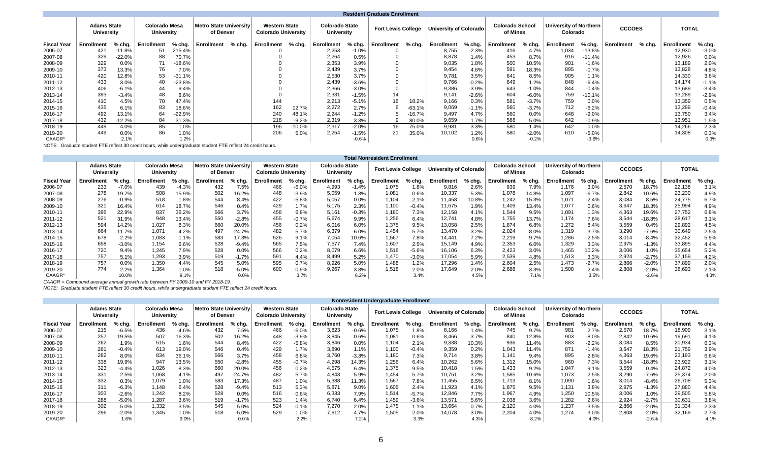## Resident Graduate Enrollment

| | Adams State University | | Colorado Mesa University | | Metro State University of Denver | | Western State Colorado University | | Colorado State University | | Fort Lewis College | | University of Colorado | | Colorado School of Mines | | University of Northern Colorado | | CCCOES | | TOTAL | |
|---|---|---|---|---|---|---|---|---|---|---|---|---|---|---|---|---|---|---|---|---|---|---|
| **Fiscal Year** | **Enrollment** | **% chg.** | **Enrollment** | **% chg.** | **Enrollment** | **% chg.** | **Enrollment** | **% chg.** | **Enrollment** | **% chg.** | **Enrollment** | **% chg.** | **Enrollment** | **% chg.** | **Enrollment** | **% chg.** | **Enrollment** | **% chg.** | **Enrollment** | **% chg.** | **Enrollment** | **% chg.** |
| 2006-07 | 421 | -11.8% | 51 | 215.4% | | | 0 | | 2,253 | -1.0% | 0 | | 8,755 | -2.3% | 416 | 4.7% | 1,034 | -13.8% | | | 12,930 | -3.0% |
| 2007-08 | 329 | -22.0% | 88 | 70.7% | | | 0 | | 2,264 | 0.5% | 0 | | 8,878 | 1.4% | 453 | 8.7% | 916 | -11.4% | | | 12,926 | 0.0% |
| 2008-09 | 329 | 0.0% | 71 | -18.6% | | | 0 | | 2,353 | 3.9% | 0 | | 9,035 | 1.8% | 500 | 10.5% | 901 | -1.6% | | | 13,189 | 2.0% |
| 2009-10 | 373 | 13.3% | 76 | 7.0% | | | 0 | | 2,439 | 3.7% | 0 | | 9,454 | 4.6% | 591 | 18.3% | 895 | -0.7% | | | 13,828 | 4.8% |
| 2010-11 | 420 | 12.8% | 53 | -31.1% | | | 0 | | 2,530 | 3.7% | 0 | | 9,781 | 3.5% | 641 | 8.5% | 905 | 1.1% | | | 14,330 | 3.6% |
| 2011-12 | 433 | 3.0% | 40 | -23.8% | | | 0 | | 2,439 | -3.6% | 0 | | 9,766 | -0.2% | 649 | 1.2% | 848 | -6.4% | | | 14,174 | -1.1% |
| 2012-13 | 406 | -6.1% | 44 | 9.4% | | | 0 | | 2,366 | -3.0% | 0 | | 9,386 | -3.9% | 643 | -1.0% | 844 | -0.4% | | | 13,689 | -3.4% |
| 2013-14 | 393 | -3.4% | 48 | 8.6% | | | 0 | | 2,331 | -1.5% | 14 | | 9,141 | -2.6% | 604 | -6.0% | 759 | -10.1% | | | 13,289 | -2.9% |
| 2014-15 | 410 | 4.5% | 70 | 47.4% | | | 144 | | 2,213 | -5.1% | 16 | 18.2% | 9,166 | 0.3% | 581 | -3.7% | 759 | 0.0% | | | 13,359 | 0.5% |
| 2015-16 | 435 | 6.1% | 83 | 18.6% | | | 162 | 12.7% | 2,272 | 2.7% | 6 | -63.1% | 9,069 | -1.1% | 560 | -3.7% | 712 | -6.2% | | | 13,299 | -0.4% |
| 2016-17 | 492 | 13.1% | 64 | -22.9% | | | 240 | 48.1% | 2,244 | -1.2% | 5 | -16.7% | 9,497 | 4.7% | 560 | 0.0% | 648 | -9.0% | | | 13,750 | 3.4% |
| 2017-18 | 432 | -12.2% | 84 | 31.3% | | | 218 | -9.2% | 2,319 | 3.3% | 9 | 80.0% | 9,659 | 1.7% | 588 | 5.0% | 642 | -0.9% | | | 13,951 | 1.5% |
| 2018-19 | 449 | 4.0% | 85 | 1.0% | | | 196 | -10.0% | 2,317 | -2.0% | 16 | 75.0% | 9,981 | 3.3% | 580 | -1.4% | 642 | 0.0% | | | 14,266 | 2.3% |
| 2019-20 | 449 | 0.0% | 86 | 1.0% | | | 206 | 5.0% | 2,254 | -1.5% | 21 | 35.0% | 10,102 | 1.2% | 580 | -2.0% | 610 | -5.0% | | | 14,308 | 0.3% |
| CAAGR* | | 2.1% | | 1.2% | | | | | | -0.6% | | | | 0.6% | | -0.2% | | -3.6% | | | | 0.3% |

NOTE: Graduate student FTE reflect 30 credit hours, while undergraduate student FTE reflect 24 credit hours.

## Total Nonresident Enrollment

| | Adams State University | | Colorado Mesa University | | Metro State University of Denver | | Western State Colorado University | | Colorado State University | | Fort Lewis College | | University of Colorado | | Colorado School of Mines | | University of Northern Colorado | | CCCOES | | TOTAL | |
|---|---|---|---|---|---|---|---|---|---|---|---|---|---|---|---|---|---|---|---|---|---|---|
| **Fiscal Year** | **Enrollment** | **% chg.** | **Enrollment** | **% chg.** | **Enrollment** | **% chg.** | **Enrollment** | **% chg.** | **Enrollment** | **% chg.** | **Enrollment** | **% chg.** | **Enrollment** | **% chg.** | **Enrollment** | **% chg.** | **Enrollment** | **% chg.** | **Enrollment** | **% chg.** | **Enrollment** | **% chg.** |
| 2006-07 | 233 | -7.0% | 439 | -4.3% | 432 | 7.5% | 466 | -6.0% | 4,993 | -1.4% | 1,075 | 1.8% | 9,816 | 2.6% | 939 | 7.9% | 1,176 | 3.0% | 2,570 | 18.7% | 22,138 | 3.1% |
| 2007-08 | 278 | 19.7% | 508 | 15.9% | 502 | 16.2% | 448 | -3.9% | 5,059 | 1.3% | 1,081 | 0.6% | 10,337 | 5.3% | 1,078 | 14.8% | 1,097 | -6.7% | 2,842 | 10.6% | 23,230 | 4.9% |
| 2008-09 | 276 | -0.9% | 518 | 1.8% | 544 | 8.4% | 422 | -5.8% | 5,057 | 0.0% | 1,104 | 2.1% | 11,458 | 10.8% | 1,242 | 15.3% | 1,071 | -2.4% | 3,084 | 8.5% | 24,775 | 6.7% |
| 2009-10 | 321 | 16.4% | 614 | 18.7% | 546 | 0.4% | 429 | 1.7% | 5,175 | 2.3% | 1,100 | -0.4% | 11,675 | 1.9% | 1,409 | 13.4% | 1,077 | 0.6% | 3,647 | 18.3% | 25,994 | 4.9% |
| 2010-11 | 395 | 22.9% | 837 | 36.2% | 566 | 3.7% | 458 | 6.8% | 5,161 | -0.3% | 1,180 | 7.3% | 12,158 | 4.1% | 1,544 | 9.5% | 1,091 | 1.3% | 4,363 | 19.6% | 27,752 | 6.8% |
| 2011-12 | 521 | 31.9% | 948 | 13.4% | 550 | -2.8% | 455 | -0.7% | 5,674 | 9.9% | 1,256 | 6.4% | 12,741 | 4.8% | 1,755 | 13.7% | 1,174 | 7.6% | 3,544 | -18.8% | 28,617 | 3.1% |
| 2012-13 | 594 | 14.2% | 1,027 | 8.3% | 660 | 20.0% | 456 | 0.2% | 6,016 | 6.0% | 1,375 | 9.5% | 13,058 | 2.5% | 1,874 | 6.8% | 1,272 | 8.4% | 3,559 | 0.4% | 29,892 | 4.5% |
| 2013-14 | 664 | 11.7% | 1,071 | 4.2% | 497 | -24.7% | 482 | 5.7% | 6,379 | 6.0% | 1,454 | 5.7% | 13,470 | 3.2% | 2,024 | 8.0% | 1,319 | 3.7% | 3,290 | -7.6% | 30,649 | 2.5% |
| 2014-15 | 678 | 2.2% | 1,083 | 1.1% | 583 | 17.3% | 526 | 9.1% | 7,054 | 10.6% | 1,567 | 7.8% | 14,441 | 7.2% | 2,219 | 9.7% | 1,286 | -2.5% | 3,014 | -8.4% | 32,452 | 5.9% |
| 2015-16 | 658 | -3.0% | 1,154 | 6.6% | 528 | -9.4% | 565 | 7.5% | 7,577 | 7.4% | 1,607 | 2.5% | 15,149 | 4.9% | 2,353 | 6.0% | 1,329 | 3.3% | 2,975 | -1.3% | 33,895 | 4.4% |
| 2016-17 | 720 | 9.4% | 1,245 | 7.9% | 528 | 0.0% | 566 | 0.2% | 8,079 | 6.6% | 1,516 | -5.6% | 16,106 | 6.3% | 2,423 | 3.0% | 1,465 | 10.2% | 3,006 | 1.0% | 35,654 | 5.2% |
| 2017-18 | 757 | 5.1% | 1,293 | 3.9% | 519 | -1.7% | 591 | 4.4% | 8,499 | 5.2% | 1,470 | -3.0% | 17,054 | 5.9% | 2,539 | 4.8% | 1,513 | 3.3% | 2,924 | -2.7% | 37,159 | 4.2% |
| 2018-19 | 757 | 0.0% | 1,350 | 4.4% | 545 | 5.0% | 595 | 0.7% | 8,926 | 5.0% | 1,488 | 1.2% | 17,296 | 1.4% | 2,604 | 2.5% | 1,473 | -2.7% | 2,866 | -2.0% | 37,899 | 2.0% |
| 2019-20 | 774 | 2.2% | 1,364 | 1.0% | 518 | -5.0% | 600 | 0.9% | 9,267 | 3.8% | 1,518 | 2.0% | 17,649 | 2.0% | 2,688 | 3.3% | 1,508 | 2.4% | 2,808 | -2.0% | 38,693 | 2.1% |
| CAAGR* | | 10.0% | | 9.1% | | 0.0% | | 3.7% | | 6.2% | | 3.4% | | 4.5% | | 7.1% | | 3.5% | | -2.6% | | 4.3% |

*CAAGR = Compound average annual growth rate between FY 2009-10 and FY 2018-19.*

*NOTE: Graduate student FTE reflect 30 credit hours, while undergraduate student FTE reflect 24 credit hours.*

## Nonresident Undergraduate Enrollment

| | Adams State University | | Colorado Mesa University | | Metro State University of Denver | | Western State Colorado University | | Colorado State University | | Fort Lewis College | | University of Colorado | | Colorado School of Mines | | University of Northern Colorado | | CCCOES | | TOTAL | |
|---|---|---|---|---|---|---|---|---|---|---|---|---|---|---|---|---|---|---|---|---|---|---|
| **Fiscal Year** | **Enrollment** | **% chg.** | **Enrollment** | **% chg.** | **Enrollment** | **% chg.** | **Enrollment** | **% chg.** | **Enrollment** | **% chg.** | **Enrollment** | **% chg.** | **Enrollment** | **% chg.** | **Enrollment** | **% chg.** | **Enrollment** | **% chg.** | **Enrollment** | **% chg.** | **Enrollment** | **% chg.** |
| 2006-07 | 215 | -6.5% | 436 | -4.6% | 432 | 7.5% | 466 | -6.0% | 3,823 | -0.6% | 1,075 | 1.8% | 8,166 | 1.4% | 745 | 9.7% | 981 | 2.7% | 2,570 | 18.7% | 18,909 | 3.1% |
| 2007-08 | 257 | 19.5% | 507 | 16.3% | 502 | 16.2% | 448 | -3.9% | 3,845 | 0.6% | 1,081 | 0.6% | 8,466 | 3.7% | 840 | 12.8% | 903 | -8.0% | 2,842 | 10.6% | 19,691 | 4.1% |
| 2008-09 | 262 | 1.9% | 515 | 1.6% | 544 | 8.4% | 422 | -5.8% | 3,846 | 0.0% | 1,104 | 2.1% | 9,338 | 10.3% | 936 | 11.4% | 883 | -2.2% | 3,084 | 8.5% | 20,934 | 6.3% |
| 2009-10 | 261 | -0.4% | 613 | 19.0% | 546 | 0.4% | 429 | 1.7% | 3,890 | 1.1% | 1,100 | -0.4% | 9,359 | 0.2% | 1,043 | 11.4% | 871 | -1.4% | 3,647 | 18.3% | 21,759 | 3.9% |
| 2010-11 | 282 | 8.0% | 834 | 36.1% | 566 | 3.7% | 458 | 6.8% | 3,760 | -3.3% | 1,180 | 7.3% | 9,714 | 3.8% | 1,141 | 9.4% | 895 | 2.8% | 4,363 | 19.6% | 23,193 | 6.6% |
| 2011-12 | 338 | 19.9% | 947 | 13.5% | 550 | -2.8% | 455 | -0.7% | 4,298 | 14.3% | 1,256 | 6.4% | 10,262 | 5.6% | 1,312 | 15.0% | 960 | 7.3% | 3,544 | -18.8% | 23,922 | 3.1% |
| 2012-13 | 323 | -4.4% | 1,026 | 8.3% | 660 | 20.0% | 456 | 0.2% | 4,575 | 6.4% | 1,375 | 9.5% | 10,418 | 1.5% | 1,433 | 9.2% | 1,047 | 9.1% | 3,559 | 0.4% | 24,872 | 4.0% |
| 2013-14 | 331 | 2.5% | 1,068 | 4.1% | 497 | -24.7% | 482 | 5.7% | 4,843 | 5.9% | 1,454 | 5.7% | 10,751 | 3.2% | 1,585 | 10.6% | 1,073 | 2.5% | 3,290 | -7.6% | 25,374 | 2.0% |
| 2014-15 | 332 | 0.3% | 1,079 | 1.0% | 583 | 17.3% | 487 | 1.0% | 5,388 | 11.3% | 1,567 | 7.8% | 11,455 | 6.5% | 1,713 | 8.1% | 1,090 | 1.6% | 3,014 | -8.4% | 26,708 | 5.3% |
| 2015-16 | 311 | -6.3% | 1,148 | 6.4% | 528 | -9.4% | 513 | 5.3% | 5,871 | 9.0% | 1,605 | 2.4% | 11,923 | 4.1% | 1,875 | 9.5% | 1,131 | 3.8% | 2,975 | -1.3% | 27,880 | 4.4% |
| 2016-17 | 303 | -2.6% | 1,242 | 8.2% | 528 | 0.0% | 516 | 0.6% | 6,333 | 7.9% | 1,514 | -5.7% | 12,846 | 7.7% | 1,967 | 4.9% | 1,250 | 10.5% | 3,006 | 1.0% | 29,505 | 5.8% |
| 2017-18 | 288 | -5.0% | 1,287 | 3.6% | 519 | -1.7% | 523 | 1.4% | 6,740 | 6.4% | 1,459 | -3.6% | 13,571 | 5.6% | 2,038 | 3.6% | 1,282 | 2.6% | 2,924 | -2.7% | 30,631 | 3.8% |
| 2018-19 | 302 | 5.0% | 1,332 | 3.5% | 545 | 5.0% | 524 | 0.1% | 7,270 | 2.0% | 1,475 | 1.1% | 13,664 | 0.7% | 2,120 | 4.0% | 1,237 | -3.5% | 2,866 | -2.0% | 31,334 | 2.3% |
| 2019-20 | 296 | -2.0% | 1,345 | 1.0% | 518 | -5.0% | 529 | 1.0% | 7,612 | 4.7% | 1,505 | 2.0% | 14,078 | 3.0% | 2,204 | 4.0% | 1,274 | 3.0% | 2,808 | -2.0% | 32,169 | 2.7% |
| CAAGR* | | 1.6% | | 9.0% | | 0.0% | | 2.2% | | 7.2% | | 3.3% | | 4.3% | | 8.2% | | 4.0% | | -2.6% | | 4.1% |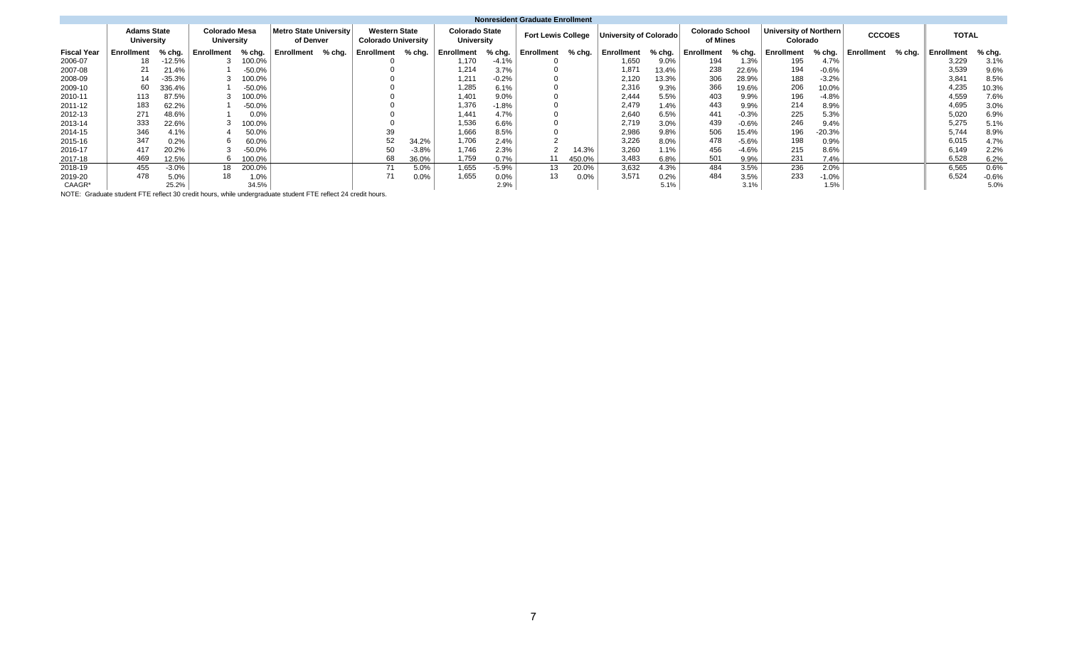| Nonresident Graduate Enrollment | | | | | | | | | | | | | | | | | | | | | | | |
|---|---|---|---|---|---|---|---|---|---|---|---|---|---|---|---|---|---|---|---|---|---|---|---|
| | Adams State University | | Colorado Mesa University | | Metro State University of Denver | | Western State Colorado University | | Colorado State University | | Fort Lewis College | | University of Colorado | | Colorado School of Mines | | University of Northern Colorado | | CCCOES | | TOTAL | |
| Fiscal Year | Enrollment | % chg. | Enrollment | % chg. | Enrollment | % chg. | Enrollment | % chg. | Enrollment | % chg. | Enrollment | % chg. | Enrollment | % chg. | Enrollment | % chg. | Enrollment | % chg. | Enrollment | % chg. | Enrollment | % chg. |
| 2006-07 | 18 | -12.5% | 3 | 100.0% | | | 0 | | 1,170 | -4.1% | 0 | | 1,650 | 9.0% | 194 | 1.3% | 195 | 4.7% | | | 3,229 | 3.1% |
| 2007-08 | 21 | 21.4% | 1 | -50.0% | | | 0 | | 1,214 | 3.7% | 0 | | 1,871 | 13.4% | 238 | 22.6% | 194 | -0.6% | | | 3,539 | 9.6% |
| 2008-09 | 14 | -35.3% | 3 | 100.0% | | | 0 | | 1,211 | -0.2% | 0 | | 2,120 | 13.3% | 306 | 28.9% | 188 | -3.2% | | | 3,841 | 8.5% |
| 2009-10 | 60 | 336.4% | 1 | -50.0% | | | 0 | | 1,285 | 6.1% | 0 | | 2,316 | 9.3% | 366 | 19.6% | 206 | 10.0% | | | 4,235 | 10.3% |
| 2010-11 | 113 | 87.5% | 3 | 100.0% | | | 0 | | 1,401 | 9.0% | 0 | | 2,444 | 5.5% | 403 | 9.9% | 196 | -4.8% | | | 4,559 | 7.6% |
| 2011-12 | 183 | 62.2% | 1 | -50.0% | | | 0 | | 1,376 | -1.8% | 0 | | 2,479 | 1.4% | 443 | 9.9% | 214 | 8.9% | | | 4,695 | 3.0% |
| 2012-13 | 271 | 48.6% | 1 | 0.0% | | | 0 | | 1,441 | 4.7% | 0 | | 2,640 | 6.5% | 441 | -0.3% | 225 | 5.3% | | | 5,020 | 6.9% |
| 2013-14 | 333 | 22.6% | 3 | 100.0% | | | 0 | | 1,536 | 6.6% | 0 | | 2,719 | 3.0% | 439 | -0.6% | 246 | 9.4% | | | 5,275 | 5.1% |
| 2014-15 | 346 | 4.1% | 4 | 50.0% | | | 39 | | 1,666 | 8.5% | 0 | | 2,986 | 9.8% | 506 | 15.4% | 196 | -20.3% | | | 5,744 | 8.9% |
| 2015-16 | 347 | 0.2% | 6 | 60.0% | | | 52 | 34.2% | 1,706 | 2.4% | 2 | | 3,226 | 8.0% | 478 | -5.6% | 198 | 0.9% | | | 6,015 | 4.7% |
| 2016-17 | 417 | 20.2% | 3 | -50.0% | | | 50 | -3.8% | 1,746 | 2.3% | 2 | 14.3% | 3,260 | 1.1% | 456 | -4.6% | 215 | 8.6% | | | 6,149 | 2.2% |
| 2017-18 | 469 | 12.5% | 6 | 100.0% | | | 68 | 36.0% | 1,759 | 0.7% | 11 | 450.0% | 3,483 | 6.8% | 501 | 9.9% | 231 | 7.4% | | | 6,528 | 6.2% |
| 2018-19 | 455 | -3.0% | 18 | 200.0% | | | 71 | 5.0% | 1,655 | -5.9% | 13 | 20.0% | 3,632 | 4.3% | 484 | 3.5% | 236 | 2.0% | | | 6,565 | 0.6% |
| 2019-20 | 478 | 5.0% | 18 | 1.0% | | | 71 | 0.0% | 1,655 | 0.0% | 13 | 0.0% | 3,571 | 0.2% | 484 | 3.5% | 233 | -1.0% | | | 6,524 | -0.6% |
| CAAGR* | | 25.2% | | 34.5% | | | | | | 2.9% | | | | 5.1% | | 3.1% | | 1.5% | | | | 5.0% |

NOTE: Graduate student FTE reflect 30 credit hours, while undergraduate student FTE reflect 24 credit hours.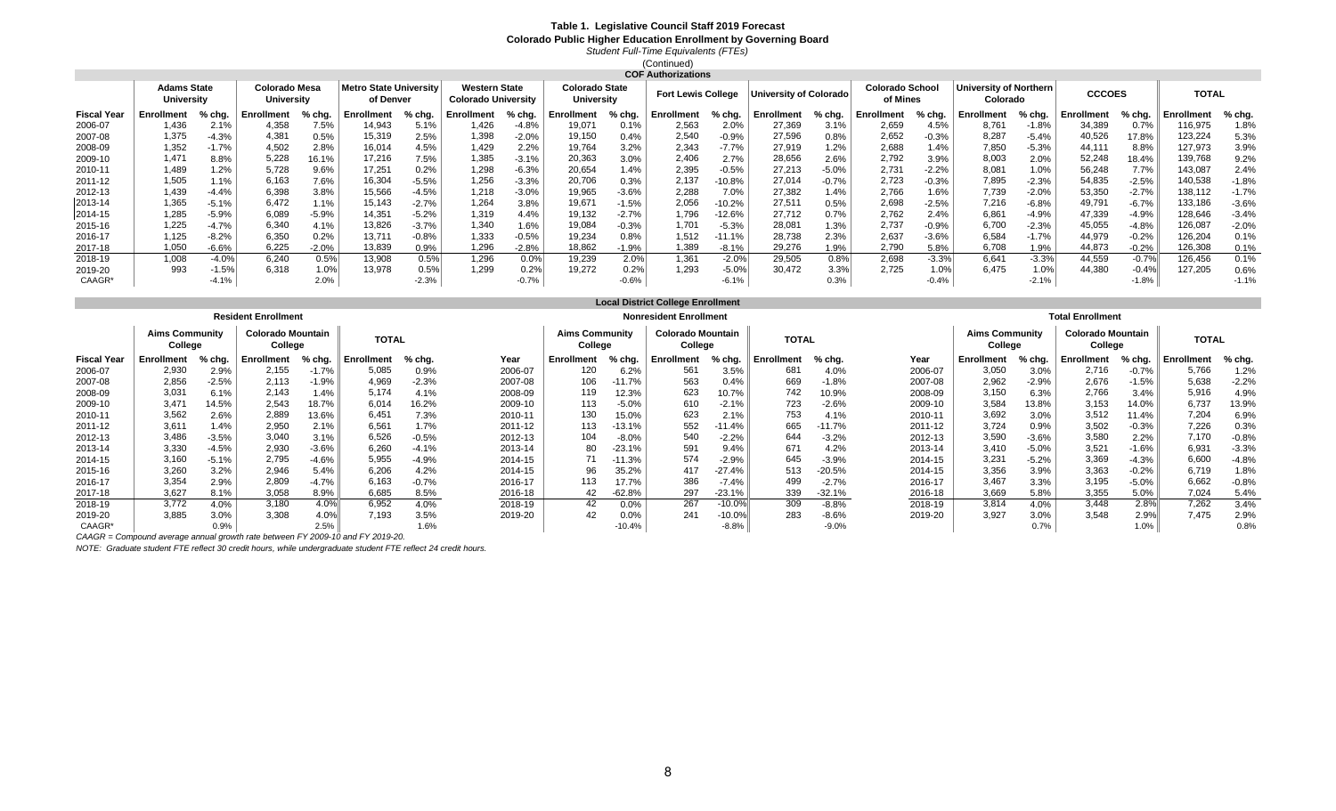# Table 1. Legislative Council Staff 2019 Forecast

**Colorado Public Higher Education Enrollment by Governing Board**

*Student Full-Time Equivalents (FTEs)*

(Continued)

## COF Authorizations

| Fiscal Year | Adams State University | | Colorado Mesa University | | Metro State University of Denver | | Western State Colorado University | | Colorado State University | | Fort Lewis College | | University of Colorado | | Colorado School of Mines | | University of Northern Colorado | | CCCOES | | TOTAL | |
|---|---|---|---|---|---|---|---|---|---|---|---|---|---|---|---|---|---|---|---|---|---|---|
| | Enrollment | % chg. | Enrollment | % chg. | Enrollment | % chg. | Enrollment | % chg. | Enrollment | % chg. | Enrollment | % chg. | Enrollment | % chg. | Enrollment | % chg. | Enrollment | % chg. | Enrollment | % chg. | Enrollment | % chg. |
| 2006-07 | 1,436 | 2.1% | 4,358 | 7.5% | 14,943 | 5.1% | 1,426 | -4.8% | 19,071 | 0.1% | 2,563 | 2.0% | 27,369 | 3.1% | 2,659 | 4.5% | 8,761 | -1.8% | 34,389 | 0.7% | 116,975 | 1.8% |
| 2007-08 | 1,375 | -4.3% | 4,381 | 0.5% | 15,319 | 2.5% | 1,398 | -2.0% | 19,150 | 0.4% | 2,540 | -0.9% | 27,596 | 0.8% | 2,652 | -0.3% | 8,287 | -5.4% | 40,526 | 17.8% | 123,224 | 5.3% |
| 2008-09 | 1,352 | -1.7% | 4,502 | 2.8% | 16,014 | 4.5% | 1,429 | 2.2% | 19,764 | 3.2% | 2,343 | -7.7% | 27,919 | 1.2% | 2,688 | 1.4% | 7,850 | -5.3% | 44,111 | 8.8% | 127,973 | 3.9% |
| 2009-10 | 1,471 | 8.8% | 5,228 | 16.1% | 17,216 | 7.5% | 1,385 | -3.1% | 20,363 | 3.0% | 2,406 | 2.7% | 28,656 | 2.6% | 2,792 | 3.9% | 8,003 | 2.0% | 52,248 | 18.4% | 139,768 | 9.2% |
| 2010-11 | 1,489 | 1.2% | 5,728 | 9.6% | 17,251 | 0.2% | 1,298 | -6.3% | 20,654 | 1.4% | 2,395 | -0.5% | 27,213 | -5.0% | 2,731 | -2.2% | 8,081 | 1.0% | 56,248 | 7.7% | 143,087 | 2.4% |
| 2011-12 | 1,505 | 1.1% | 6,163 | 7.6% | 16,304 | -5.5% | 1,256 | -3.3% | 20,706 | 0.3% | 2,137 | -10.8% | 27,014 | -0.7% | 2,723 | -0.3% | 7,895 | -2.3% | 54,835 | -2.5% | 140,538 | -1.8% |
| 2012-13 | 1,439 | -4.4% | 6,398 | 3.8% | 15,566 | -4.5% | 1,218 | -3.0% | 19,965 | -3.6% | 2,288 | 7.0% | 27,382 | 1.4% | 2,766 | 1.6% | 7,739 | -2.0% | 53,350 | -2.7% | 138,112 | -1.7% |
| 2013-14 | 1,365 | -5.1% | 6,472 | 1.1% | 15,143 | -2.7% | 1,264 | 3.8% | 19,671 | -1.5% | 2,056 | -10.2% | 27,511 | 0.5% | 2,698 | -2.5% | 7,216 | -6.8% | 49,791 | -6.7% | 133,186 | -3.6% |
| 2014-15 | 1,285 | -5.9% | 6,089 | -5.9% | 14,351 | -5.2% | 1,319 | 4.4% | 19,132 | -2.7% | 1,796 | -12.6% | 27,712 | 0.7% | 2,762 | 2.4% | 6,861 | -4.9% | 47,339 | -4.9% | 128,646 | -3.4% |
| 2015-16 | 1,225 | -4.7% | 6,340 | 4.1% | 13,826 | -3.7% | 1,340 | 1.6% | 19,084 | -0.3% | 1,701 | -5.3% | 28,081 | 1.3% | 2,737 | -0.9% | 6,700 | -2.3% | 45,055 | -4.8% | 126,087 | -2.0% |
| 2016-17 | 1,125 | -8.2% | 6,350 | 0.2% | 13,711 | -0.8% | 1,333 | -0.5% | 19,234 | 0.8% | 1,512 | -11.1% | 28,738 | 2.3% | 2,637 | -3.6% | 6,584 | -1.7% | 44,979 | -0.2% | 126,204 | 0.1% |
| 2017-18 | 1,050 | -6.6% | 6,225 | -2.0% | 13,839 | 0.9% | 1,296 | -2.8% | 18,862 | -1.9% | 1,389 | -8.1% | 29,276 | 1.9% | 2,790 | 5.8% | 6,708 | 1.9% | 44,873 | -0.2% | 126,308 | 0.1% |
| 2018-19 | 1,008 | -4.0% | 6,240 | 0.5% | 13,908 | 0.5% | 1,296 | 0.0% | 19,239 | 2.0% | 1,361 | -2.0% | 29,505 | 0.8% | 2,698 | -3.3% | 6,641 | -3.3% | 44,559 | -0.7% | 126,456 | 0.1% |
| 2019-20 | 993 | -1.5% | 6,318 | 1.0% | 13,978 | 0.5% | 1,299 | 0.2% | 19,272 | 0.2% | 1,293 | -5.0% | 30,472 | 3.3% | 2,725 | 1.0% | 6,475 | 1.0% | 44,380 | -0.4% | 127,205 | 0.6% |
| CAAGR* | | -4.1% | | 2.0% | | -2.3% | | -0.7% | | -0.6% | | -6.1% | | 0.3% | | -0.4% | | -2.1% | | -1.8% | | -1.1% |

## Local District College Enrollment

### Resident Enrollment

| Fiscal Year | Aims Community College | | Colorado Mountain College | | TOTAL | |
|---|---|---|---|---|---|---|
| | Enrollment | % chg. | Enrollment | % chg. | Enrollment | % chg. |
| 2006-07 | 2,930 | 2.9% | 2,155 | -1.7% | 5,085 | 0.9% |
| 2007-08 | 2,856 | -2.5% | 2,113 | -1.9% | 4,969 | -2.3% |
| 2008-09 | 3,031 | 6.1% | 2,143 | 1.4% | 5,174 | 4.1% |
| 2009-10 | 3,471 | 14.5% | 2,543 | 18.7% | 6,014 | 16.2% |
| 2010-11 | 3,562 | 2.6% | 2,889 | 13.6% | 6,451 | 7.3% |
| 2011-12 | 3,611 | 1.4% | 2,950 | 2.1% | 6,561 | 1.7% |
| 2012-13 | 3,486 | -3.5% | 3,040 | 3.1% | 6,526 | -0.5% |
| 2013-14 | 3,330 | -4.5% | 2,930 | -3.6% | 6,260 | -4.1% |
| 2014-15 | 3,160 | -5.1% | 2,795 | -4.6% | 5,955 | -4.9% |
| 2015-16 | 3,260 | 3.2% | 2,946 | 5.4% | 6,206 | 4.2% |
| 2016-17 | 3,354 | 2.9% | 2,809 | -4.7% | 6,163 | -0.7% |
| 2017-18 | 3,627 | 8.1% | 3,058 | 8.9% | 6,685 | 8.5% |
| 2018-19 | 3,772 | 4.0% | 3,180 | 4.0% | 6,952 | 4.0% |
| 2019-20 | 3,885 | 3.0% | 3,308 | 4.0% | 7,193 | 3.5% |
| CAAGR* | | 0.9% | | 2.5% | | 1.6% |

### Nonresident Enrollment

| Year | Aims Community College | | Colorado Mountain College | | TOTAL | |
|---|---|---|---|---|---|---|
| | Enrollment | % chg. | Enrollment | % chg. | Enrollment | % chg. |
| 2006-07 | 120 | 6.2% | 561 | 3.5% | 681 | 4.0% |
| 2007-08 | 106 | -11.7% | 563 | 0.4% | 669 | -1.8% |
| 2008-09 | 119 | 12.3% | 623 | 10.7% | 742 | 10.9% |
| 2009-10 | 113 | -5.0% | 610 | -2.1% | 723 | -2.6% |
| 2010-11 | 130 | 15.0% | 623 | 2.1% | 753 | 4.1% |
| 2011-12 | 113 | -13.1% | 552 | -11.4% | 665 | -11.7% |
| 2012-13 | 104 | -8.0% | 540 | -2.2% | 644 | -3.2% |
| 2013-14 | 80 | -23.1% | 591 | 9.4% | 671 | 4.2% |
| 2014-15 | 71 | -11.3% | 574 | -2.9% | 645 | -3.9% |
| 2014-15 | 96 | 35.2% | 417 | -27.4% | 513 | -20.5% |
| 2016-17 | 113 | 17.7% | 386 | -7.4% | 499 | -2.7% |
| 2016-18 | 42 | -62.8% | 297 | -23.1% | 339 | -32.1% |
| 2018-19 | 42 | 0.0% | 267 | -10.0% | 309 | -8.8% |
| 2019-20 | 42 | 0.0% | 241 | -10.0% | 283 | -8.6% |
| | | -10.4% | | -8.8% | | -9.0% |

### Total Enrollment

| Year | Aims Community College | | Colorado Mountain College | | TOTAL | |
|---|---|---|---|---|---|---|
| | Enrollment | % chg. | Enrollment | % chg. | Enrollment | % chg. |
| 2006-07 | 3,050 | 3.0% | 2,716 | -0.7% | 5,766 | 1.2% |
| 2007-08 | 2,962 | -2.9% | 2,676 | -1.5% | 5,638 | -2.2% |
| 2008-09 | 3,150 | 6.3% | 2,766 | 3.4% | 5,916 | 4.9% |
| 2009-10 | 3,584 | 13.8% | 3,153 | 14.0% | 6,737 | 13.9% |
| 2010-11 | 3,692 | 3.0% | 3,512 | 11.4% | 7,204 | 6.9% |
| 2011-12 | 3,724 | 0.9% | 3,502 | -0.3% | 7,226 | 0.3% |
| 2012-13 | 3,590 | -3.6% | 3,580 | 2.2% | 7,170 | -0.8% |
| 2013-14 | 3,410 | -5.0% | 3,521 | -1.6% | 6,931 | -3.3% |
| 2014-15 | 3,231 | -5.2% | 3,369 | -4.3% | 6,600 | -4.8% |
| 2014-15 | 3,356 | 3.9% | 3,363 | -0.2% | 6,719 | 1.8% |
| 2016-17 | 3,467 | 3.3% | 3,195 | -5.0% | 6,662 | -0.8% |
| 2016-18 | 3,669 | 5.8% | 3,355 | 5.0% | 7,024 | 5.4% |
| 2018-19 | 3,814 | 4.0% | 3,448 | 2.8% | 7,262 | 3.4% |
| 2019-20 | 3,927 | 3.0% | 3,548 | 2.9% | 7,475 | 2.9% |
| | | 0.7% | | 1.0% | | 0.8% |

*CAAGR = Compound average annual growth rate between FY 2009-10 and FY 2019-20.*

*NOTE: Graduate student FTE reflect 30 credit hours, while undergraduate student FTE reflect 24 credit hours.*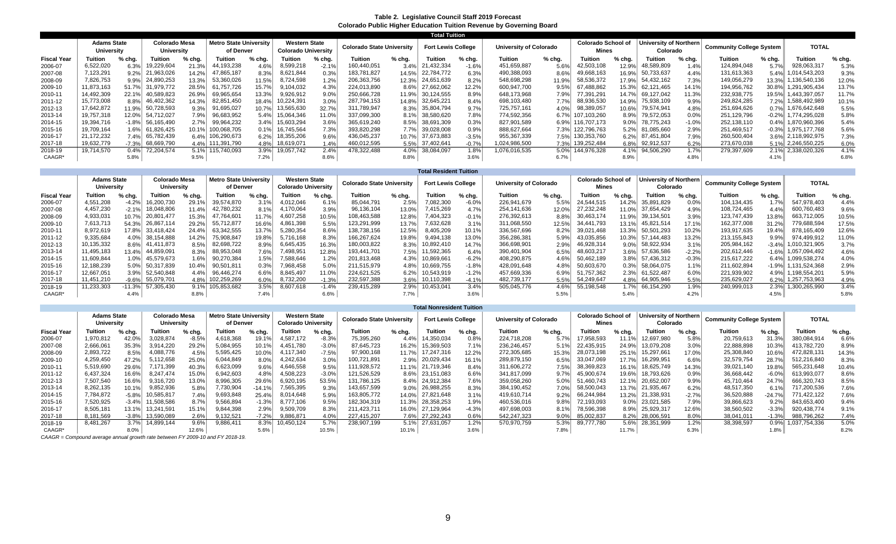**Table 2. Legislative Council Staff 2019 Forecast**
**Colorado Public Higher Education Tuition Revenue by Governing Board**

**Total Tuition**

| | Adams State University | | Colorado Mesa University | | Metro State University of Denver | | Western State Colorado University | | Colorado State University | | Fort Lewis College | | University of Colorado | | Colorado School of Mines | | University of Northern Colorado | | Community College System | | TOTAL | |
|---|---|---|---|---|---|---|---|---|---|---|---|---|---|---|---|---|---|---|---|---|---|---|
| Fiscal Year | Tuition | % chg. | Tuition | % chg. | Tuition | % chg. | Tuition | % chg. | Tuition | % chg. | Tuition | % chg. | Tuition | % chg. | Tuition | % chg. | Tuition | % chg. | Tuition | % chg. | Tuition | % chg. |
| 2006-07 | 6,522,020 | 6.3% | 19,229,604 | 21.3% | 44,193,238 | 4.6% | 8,599,218 | -2.1% | 160,440,051 | 3.4% | 21,432,334 | -1.6% | 451,659,887 | 5.6% | 42,503,108 | 12.9% | 48,589,809 | 1.4% | 124,894,048 | 5.7% | 928,063,317 | 5.3% |
| 2007-08 | 7,123,291 | 9.2% | 21,963,026 | 14.2% | 47,865,187 | 8.3% | 8,621,844 | 0.3% | 183,781,827 | 14.5% | 22,784,772 | 6.3% | 490,388,093 | 8.6% | 49,668,163 | 16.9% | 50,733,637 | 4.4% | 131,613,363 | 5.4% | 1,014,543,203 | 9.3% |
| 2008-09 | 7,826,753 | 9.9% | 24,890,253 | 13.3% | 53,360,026 | 11.5% | 8,724,598 | 1.2% | 206,363,756 | 12.3% | 24,651,639 | 8.2% | 548,698,298 | 11.9% | 58,536,372 | 17.9% | 54,432,162 | 7.3% | 149,056,279 | 13.3% | 1,136,540,136 | 12.0% |
| 2009-10 | 11,873,163 | 51.7% | 31,979,772 | 28.5% | 61,757,726 | 15.7% | 9,104,032 | 4.3% | 224,013,890 | 8.6% | 27,662,062 | 12.2% | 600,947,700 | 9.5% | 67,488,862 | 15.3% | 62,121,465 | 14.1% | 194,956,762 | 30.8% | 1,291,905,434 | 13.7% |
| 2010-11 | 14,492,309 | 22.1% | 40,589,823 | 26.9% | 69,965,654 | 13.3% | 9,926,912 | 9.0% | 250,666,728 | 11.9% | 30,124,555 | 8.9% | 648,173,968 | 7.9% | 77,391,291 | 14.7% | 69,127,042 | 11.3% | 232,938,775 | 19.5% | 1,443,397,057 | 11.7% |
| 2011-12 | 15,773,008 | 8.8% | 46,402,362 | 14.3% | 82,851,450 | 18.4% | 10,224,391 | 3.0% | 287,794,153 | 14.8% | 32,645,221 | 8.4% | 698,103,480 | 7.7% | 88,936,530 | 14.9% | 75,938,109 | 9.9% | 249,824,285 | 7.2% | 1,588,492,989 | 10.1% |
| 2012-13 | 17,642,872 | 11.9% | 50,728,593 | 9.3% | 91,695,027 | 10.7% | 13,565,630 | 32.7% | 311,789,947 | 8.3% | 35,804,794 | 9.7% | 725,757,161 | 4.0% | 98,389,057 | 10.6% | 79,574,941 | 4.8% | 251,694,626 | 0.7% | 1,676,642,648 | 5.5% |
| 2013-14 | 19,757,318 | 12.0% | 54,712,027 | 7.9% | 96,683,952 | 5.4% | 15,064,346 | 11.0% | 337,099,300 | 8.1% | 38,580,620 | 7.8% | 774,592,356 | 6.7% | 107,103,260 | 8.9% | 79,572,053 | 0.0% | 251,129,796 | -0.2% | 1,774,295,028 | 5.8% |
| 2014-15 | 19,394,716 | -1.8% | 56,165,490 | 2.7% | 99,964,232 | 3.4% | 15,603,294 | 3.6% | 365,619,240 | 8.5% | 38,691,309 | 0.3% | 827,901,589 | 6.9% | 116,707,173 | 9.0% | 78,775,243 | -1.0% | 252,138,110 | 0.4% | 1,870,960,396 | 5.4% |
| 2015-16 | 19,709,164 | 1.6% | 61,826,425 | 10.1% | 100,068,705 | 0.1% | 16,745,564 | 7.3% | 393,820,298 | 7.7% | 39,028,008 | 0.9% | 888,627,664 | 7.3% | 122,796,763 | 5.2% | 81,085,660 | 2.9% | 251,469,517 | -0.3% | 1,975,177,768 | 5.6% |
| 2016-17 | 21,172,232 | 7.4% | 65,782,439 | 6.4% | 106,290,673 | 6.2% | 18,355,206 | 9.6% | 436,045,237 | 10.7% | 37,673,883 | -3.5% | 955,367,339 | 7.5% | 130,353,760 | 6.2% | 87,451,804 | 7.9% | 260,500,404 | 3.6% | 2,118,992,975 | 7.3% |
| 2017-18 | 19,632,779 | -7.3% | 68,669,790 | 4.4% | 111,391,790 | 4.8% | 18,619,071 | 1.4% | 460,012,595 | 5.5% | 37,402,641 | -0.7% | 1,024,986,500 | 7.3% | 139,252,484 | 6.8% | 92,912,537 | 6.2% | 273,670,038 | 5.1% | 2,246,550,225 | 6.0% |
| 2018-19 | 19,714,570 | 0.4% | 72,204,574 | 5.1% | 115,740,093 | 3.9% | 19,057,742 | 2.4% | 478,322,488 | 4.0% | 38,084,097 | 1.8% | 1,076,016,535 | 5.0% | 144,976,328 | 4.1% | 94,506,290 | 1.7% | 279,397,609 | 2.1% | 2,338,020,326 | 4.1% |
| CAGR* | | 5.8% | | 9.5% | | 7.2% | | 8.6% | | 8.8% | | 3.6% | | 6.7% | | 8.9% | | 4.8% | | 4.1% | | 6.8% |

**Total Resident Tuition**

| | Adams State University | | Colorado Mesa University | | Metro State University of Denver | | Western State Colorado University | | Colorado State University | | Fort Lewis College | | University of Colorado | | Colorado School of Mines | | University of Northern Colorado | | Community College System | | TOTAL | |
|---|---|---|---|---|---|---|---|---|---|---|---|---|---|---|---|---|---|---|---|---|---|---|
| Fiscal Year | Tuition | % chg. | Tuition | % chg. | Tuition | % chg. | Tuition | % chg. | Tuition | % chg. | Tuition | % chg. | Tuition | % chg. | Tuition | % chg. | Tuition | % chg. | Tuition | % chg. | Tuition | % chg. |
| 2006-07 | 4,551,208 | -4.2% | 16,200,730 | 29.1% | 39,574,870 | 3.1% | 4,012,046 | 6.1% | 85,044,791 | 2.5% | 7,082,300 | -6.0% | 226,941,679 | 5.5% | 24,544,515 | 14.2% | 35,891,829 | 0.0% | 104,134,435 | 1.7% | 547,978,403 | 4.4% |
| 2007-08 | 4,457,230 | -2.1% | 18,048,806 | 11.4% | 42,780,232 | 8.1% | 4,170,064 | 3.9% | 96,136,104 | 13.0% | 7,415,269 | 4.7% | 254,141,636 | 12.0% | 27,232,248 | 11.0% | 37,654,429 | 4.9% | 108,724,465 | 4.4% | 600,760,483 | 9.6% |
| 2008-09 | 4,933,031 | 10.7% | 20,801,477 | 15.3% | 47,764,601 | 11.7% | 4,607,258 | 10.5% | 108,463,588 | 12.8% | 7,404,323 | -0.1% | 276,392,613 | 8.8% | 30,463,174 | 11.9% | 39,134,501 | 3.9% | 123,747,439 | 13.8% | 663,712,005 | 10.5% |
| 2009-10 | 7,613,713 | 54.3% | 26,867,114 | 29.2% | 55,712,877 | 16.6% | 4,861,398 | 5.5% | 123,291,999 | 13.7% | 7,632,628 | 3.1% | 311,068,550 | 12.5% | 34,441,793 | 13.1% | 45,821,514 | 17.1% | 162,377,008 | 31.2% | 779,688,594 | 17.5% |
| 2010-11 | 8,972,619 | 17.8% | 33,418,424 | 24.4% | 63,342,555 | 13.7% | 5,280,354 | 8.6% | 138,738,156 | 12.5% | 8,405,209 | 10.1% | 336,567,696 | 8.2% | 39,021,468 | 13.3% | 50,501,293 | 10.2% | 193,917,635 | 19.4% | 878,165,409 | 12.6% |
| 2011-12 | 9,335,684 | 4.0% | 38,154,888 | 14.2% | 75,908,847 | 19.8% | 5,716,168 | 8.3% | 166,267,624 | 19.8% | 9,494,138 | 13.0% | 356,286,381 | 5.9% | 43,035,856 | 10.3% | 57,144,483 | 13.2% | 213,155,843 | 9.9% | 974,499,912 | 11.0% |
| 2012-13 | 10,135,332 | 8.6% | 41,411,873 | 8.5% | 82,698,722 | 8.9% | 6,645,435 | 16.3% | 180,003,822 | 8.3% | 10,892,410 | 14.7% | 366,698,901 | 2.9% | 46,928,314 | 9.0% | 58,922,934 | 3.1% | 205,984,162 | -3.4% | 1,010,321,905 | 3.7% |
| 2013-14 | 11,495,183 | 13.4% | 44,859,091 | 8.3% | 88,953,048 | 7.6% | 7,498,951 | 12.8% | 193,441,701 | 7.5% | 11,592,365 | 6.4% | 390,401,904 | 6.5% | 48,603,217 | 3.6% | 57,636,586 | -2.2% | 202,612,446 | -1.6% | 1,057,094,492 | 4.6% |
| 2014-15 | 11,609,844 | 1.0% | 45,579,673 | 1.6% | 90,270,384 | 1.5% | 7,588,646 | 1.2% | 201,813,468 | 4.3% | 10,869,661 | -6.2% | 408,290,875 | 4.6% | 50,462,189 | 3.8% | 57,436,312 | -0.3% | 215,617,222 | 6.4% | 1,099,538,274 | 4.0% |
| 2015-16 | 12,188,239 | 5.0% | 50,317,839 | 10.4% | 90,501,811 | 0.3% | 7,968,458 | 5.0% | 211,515,979 | 4.8% | 10,669,755 | -1.8% | 428,091,648 | 4.8% | 50,603,670 | 0.3% | 58,064,075 | 1.1% | 211,602,894 | -1.9% | 1,131,524,368 | 2.9% |
| 2016-17 | 12,667,051 | 3.9% | 52,540,848 | 4.4% | 96,446,274 | 6.6% | 8,845,497 | 11.0% | 224,621,525 | 6.2% | 10,543,919 | -1.2% | 457,669,336 | 6.9% | 51,757,362 | 2.3% | 61,522,487 | 6.0% | 221,939,902 | 4.9% | 1,198,554,201 | 5.9% |
| 2017-18 | 11,451,210 | -9.6% | 55,079,701 | 4.8% | 102,259,269 | 6.0% | 8,732,200 | -1.3% | 232,597,388 | 3.6% | 10,110,398 | -4.1% | 482,739,177 | 5.5% | 54,249,647 | 4.8% | 64,905,946 | 5.5% | 235,629,027 | 6.2% | 1,257,753,963 | 4.9% |
| 2018-19 | 11,233,303 | -11.3% | 57,305,430 | 9.1% | 105,853,682 | 3.5% | 8,607,618 | -1.4% | 239,415,289 | 2.9% | 10,453,041 | 3.4% | 505,045,776 | 4.6% | 55,198,548 | 1.7% | 66,154,290 | 1.9% | 240,999,013 | 2.3% | 1,300,265,990 | 3.4% |
| CAGR* | | 4.4% | | 8.8% | | 7.4% | | 6.6% | | 7.7% | | 3.6% | | 5.5% | | 5.4% | | 4.2% | | 4.5% | | 5.8% |

**Total Nonresident Tuition**

| | Adams State University | | Colorado Mesa University | | Metro State University of Denver | | Western State Colorado University | | Colorado State University | | Fort Lewis College | | University of Colorado | | Colorado School of Mines | | University of Northern Colorado | | Community College System | | TOTAL | |
|---|---|---|---|---|---|---|---|---|---|---|---|---|---|---|---|---|---|---|---|---|---|---|
| Fiscal Year | Tuition | % chg. | Tuition | % chg. | Tuition | % chg. | Tuition | % chg. | Tuition | % chg. | Tuition | % chg. | Tuition | % chg. | Tuition | % chg. | Tuition | % chg. | Tuition | % chg. | Tuition | % chg. |
| 2006-07 | 1,970,812 | 42.0% | 3,028,874 | -8.5% | 4,618,368 | 19.1% | 4,587,172 | -8.3% | 75,395,260 | 4.4% | 14,350,034 | 0.8% | 224,718,208 | 5.7% | 17,958,593 | 11.1% | 12,697,980 | 5.8% | 20,759,613 | 31.3% | 380,084,914 | 6.6% |
| 2007-08 | 2,666,061 | 35.3% | 3,914,220 | 29.2% | 5,084,955 | 10.1% | 4,451,780 | -3.0% | 87,645,723 | 16.2% | 15,369,503 | 7.1% | 236,246,457 | 5.1% | 22,435,915 | 24.9% | 13,079,208 | 3.0% | 22,888,898 | 10.3% | 413,782,720 | 8.9% |
| 2008-09 | 2,893,722 | 8.5% | 4,088,776 | 4.5% | 5,595,425 | 10.0% | 4,117,340 | -7.5% | 97,900,168 | 11.7% | 17,247,316 | 12.2% | 272,305,685 | 15.3% | 28,073,198 | 25.1% | 15,297,661 | 17.0% | 25,308,840 | 10.6% | 472,828,131 | 14.3% |
| 2009-10 | 4,259,450 | 47.2% | 5,112,658 | 25.0% | 6,044,849 | 8.0% | 4,242,634 | 3.0% | 100,721,891 | 2.9% | 20,029,434 | 16.1% | 289,879,150 | 6.5% | 33,047,069 | 17.7% | 16,299,951 | 6.6% | 32,579,754 | 28.7% | 512,216,840 | 8.3% |
| 2010-11 | 5,519,690 | 29.6% | 7,171,399 | 40.3% | 6,623,099 | 9.6% | 4,646,558 | 9.5% | 111,928,572 | 11.1% | 21,719,346 | 8.4% | 311,606,272 | 7.5% | 38,369,823 | 16.1% | 18,625,749 | 14.3% | 39,021,140 | 19.8% | 565,231,648 | 10.4% |
| 2011-12 | 6,437,324 | 16.6% | 8,247,474 | 15.0% | 6,942,603 | 4.8% | 4,508,223 | -3.0% | 121,526,529 | 8.6% | 23,151,083 | 6.6% | 341,817,099 | 9.7% | 45,900,674 | 19.6% | 18,793,626 | 0.9% | 36,668,442 | -6.0% | 613,993,077 | 8.6% |
| 2012-13 | 7,507,540 | 16.6% | 9,316,720 | 13.0% | 8,996,305 | 29.6% | 6,920,195 | 53.5% | 131,786,125 | 8.4% | 24,912,384 | 7.6% | 359,058,260 | 5.0% | 51,460,743 | 12.1% | 20,652,007 | 9.9% | 45,710,464 | 24.7% | 666,320,743 | 8.5% |
| 2013-14 | 8,262,135 | 10.1% | 9,852,936 | 5.8% | 7,730,904 | -14.1% | 7,565,395 | 9.3% | 143,657,599 | 9.0% | 26,988,255 | 8.3% | 384,190,452 | 7.0% | 58,500,043 | 13.7% | 21,935,467 | 6.2% | 48,517,350 | 6.1% | 717,200,536 | 7.6% |
| 2014-15 | 7,784,872 | -5.8% | 10,585,817 | 7.4% | 9,693,848 | 25.4% | 8,014,648 | 5.9% | 163,805,772 | 14.0% | 27,821,648 | 3.1% | 419,610,714 | 9.2% | 66,244,984 | 13.2% | 21,338,931 | -2.7% | 36,520,888 | -24.7% | 771,422,122 | 7.6% |
| 2015-16 | 7,520,925 | -3.4% | 11,508,586 | 8.7% | 9,566,894 | -1.3% | 8,777,106 | 9.5% | 182,304,319 | 11.3% | 28,358,253 | 1.9% | 460,536,016 | 9.8% | 72,193,093 | 9.0% | 23,021,585 | 7.9% | 39,866,623 | 9.2% | 843,653,400 | 9.4% |
| 2016-17 | 8,505,181 | 13.1% | 13,241,591 | 15.1% | 9,844,398 | 2.9% | 9,509,709 | 8.3% | 211,423,711 | 16.0% | 27,129,964 | -4.3% | 497,698,003 | 8.1% | 78,596,398 | 8.9% | 25,929,317 | 12.6% | 38,560,502 | -3.3% | 920,438,774 | 9.1% |
| 2017-18 | 8,181,569 | -3.8% | 13,590,089 | 2.6% | 9,132,521 | -7.2% | 9,886,871 | 4.0% | 227,415,207 | 7.6% | 27,292,243 | 0.6% | 542,247,323 | 9.0% | 85,002,837 | 8.2% | 28,006,591 | 8.0% | 38,041,011 | -1.3% | 988,796,262 | 7.4% |
| 2018-19 | 8,481,267 | 3.7% | 14,899,144 | 9.6% | 9,886,411 | 8.3% | 10,450,124 | 5.7% | 238,907,199 | 5.1% | 27,631,057 | 1.2% | 570,970,759 | 5.3% | 89,777,780 | 5.6% | 28,351,999 | 1.2% | 38,398,597 | 0.9% | 1,037,754,336 | 5.0% |
| CAGR* | | 8.0% | | 12.6% | | 5.6% | | 10.5% | | 10.1% | | 3.6% | | 7.8% | | 11.7% | | 6.3% | | 1.8% | | 8.2% |

*CAAGR = Compound average annual growth rate between FY 2009-10 and FY 2018-19.*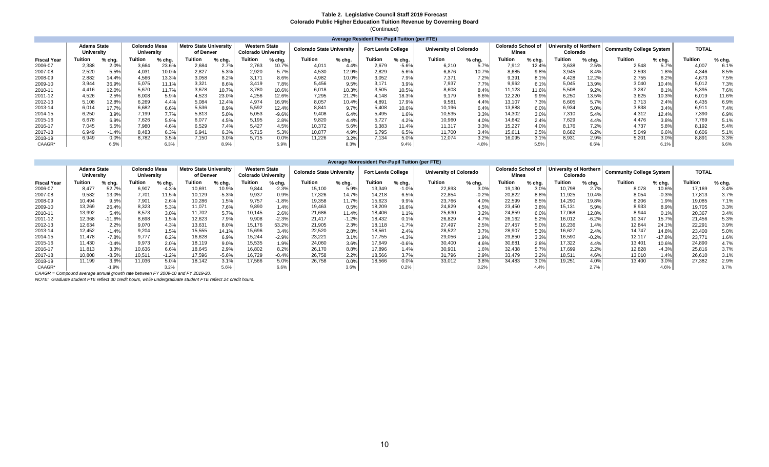**Table 2. Legislative Council Staff 2019 Forecast**
**Colorado Public Higher Education Tuition Revenue by Governing Board**
(Continued)

**Average Resident Per-Pupil Tuition (per FTE)**

| | Adams State University | | Colorado Mesa University | | Metro State University of Denver | | Western State Colorado University | | Colorado State University | | Fort Lewis College | | University of Colorado | | Colorado School of Mines | | University of Northern Colorado | | Community College System | | TOTAL | |
|---|---|---|---|---|---|---|---|---|---|---|---|---|---|---|---|---|---|---|---|---|---|---|
| **Fiscal Year** | **Tuition** | **% chg.** | **Tuition** | **% chg.** | **Tuition** | **% chg.** | **Tuition** | **% chg.** | **Tuition** | **% chg.** | **Tuition** | **% chg.** | **Tuition** | **% chg.** | **Tuition** | **% chg.** | **Tuition** | **% chg.** | **Tuition** | **% chg.** | **Tuition** | **% chg.** |
| 2006-07 | 2,388 | 2.0% | 3,664 | 23.6% | 2,684 | 2.7% | 2,763 | 10.7% | 4,011 | 4.4% | 2,679 | -5.6% | 6,210 | 5.7% | 7,912 | 12.4% | 3,638 | 2.5% | 2,548 | 5.7% | 4,007 | 6.1% |
| 2007-08 | 2,520 | 5.5% | 4,031 | 10.0% | 2,827 | 5.3% | 2,920 | 5.7% | 4,530 | 12.9% | 2,829 | 5.6% | 6,876 | 10.7% | 8,685 | 9.8% | 3,945 | 8.4% | 2,593 | 1.8% | 4,346 | 8.5% |
| 2008-09 | 2,882 | 14.4% | 4,566 | 13.3% | 3,058 | 8.2% | 3,171 | 8.6% | 4,982 | 10.0% | 3,052 | 7.9% | 7,371 | 7.2% | 9,391 | 8.1% | 4,428 | 12.2% | 2,755 | 6.2% | 4,673 | 7.5% |
| 2009-10 | 3,944 | 36.9% | 5,075 | 11.1% | 3,321 | 8.6% | 3,419 | 7.8% | 5,456 | 9.5% | 3,171 | 3.9% | 7,937 | 7.7% | 9,962 | 6.1% | 5,045 | 13.9% | 3,040 | 10.4% | 5,012 | 7.3% |
| 2010-11 | 4,416 | 12.0% | 5,670 | 11.7% | 3,678 | 10.7% | 3,780 | 10.6% | 6,018 | 10.3% | 3,505 | 10.5% | 8,608 | 8.4% | 11,123 | 11.6% | 5,508 | 9.2% | 3,287 | 8.1% | 5,395 | 7.6% |
| 2011-12 | 4,526 | 2.5% | 6,008 | 5.9% | 4,523 | 23.0% | 4,256 | 12.6% | 7,295 | 21.2% | 4,148 | 18.3% | 9,179 | 6.6% | 12,220 | 9.9% | 6,250 | 13.5% | 3,625 | 10.3% | 6,019 | 11.6% |
| 2012-13 | 5,108 | 12.8% | 6,269 | 4.4% | 5,084 | 12.4% | 4,974 | 16.9% | 8,057 | 10.4% | 4,891 | 17.9% | 9,581 | 4.4% | 13,107 | 7.3% | 6,605 | 5.7% | 3,713 | 2.4% | 6,435 | 6.9% |
| 2013-14 | 6,014 | 17.7% | 6,682 | 6.6% | 5,536 | 8.9% | 5,592 | 12.4% | 8,841 | 9.7% | 5,408 | 10.6% | 10,196 | 6.4% | 13,888 | 6.0% | 6,934 | 5.0% | 3,838 | 3.4% | 6,911 | 7.4% |
| 2014-15 | 6,250 | 3.9% | 7,199 | 7.7% | 5,813 | 5.0% | 5,053 | -9.6% | 9,408 | 6.4% | 5,495 | 1.6% | 10,535 | 3.3% | 14,302 | 3.0% | 7,310 | 5.4% | 4,312 | 12.4% | 7,390 | 6.9% |
| 2015-16 | 6,678 | 6.9% | 7,626 | 5.9% | 6,077 | 4.5% | 5,195 | 2.8% | 9,820 | 4.4% | 5,727 | 4.2% | 10,960 | 4.0% | 14,642 | 2.4% | 7,629 | 4.4% | 4,476 | 3.8% | 7,769 | 5.1% |
| 2016-17 | 7,045 | 5.5% | 7,980 | 4.6% | 6,529 | 7.4% | 5,427 | 4.5% | 10,372 | 5.6% | 6,383 | 11.4% | 11,317 | 3.3% | 15,227 | 4.0% | 8,176 | 7.2% | 4,737 | 5.8% | 8,192 | 5.4% |
| 2017-18 | 6,949 | -1.4% | 8,483 | 6.3% | 6,941 | 6.3% | 5,715 | 5.3% | 10,877 | 4.9% | 6,795 | 6.5% | 11,700 | 3.4% | 15,611 | 2.5% | 8,682 | 6.2% | 5,049 | 6.6% | 8,606 | 5.1% |
| 2018-19 | 6,949 | 0.0% | 8,782 | 3.5% | 7,150 | 3.0% | 5,715 | 0.0% | 11,226 | 3.2% | 7,134 | 5.0% | 12,074 | 3.2% | 16,095 | 3.1% | 8,931 | 2.9% | 5,201 | 3.0% | 8,891 | 3.3% |
| CAAGR* | | 6.5% | | 6.3% | | 8.9% | | 5.9% | | 8.3% | | 9.4% | | 4.8% | | 5.5% | | 6.6% | | 6.1% | | 6.6% |

**Average Nonresident Per-Pupil Tuition (per FTE)**

| | Adams State University | | Colorado Mesa University | | Metro State University of Denver | | Western State Colorado University | | Colorado State University | | Fort Lewis College | | University of Colorado | | Colorado School of Mines | | University of Northern Colorado | | Community College System | | TOTAL | |
|---|---|---|---|---|---|---|---|---|---|---|---|---|---|---|---|---|---|---|---|---|---|---|
| **Fiscal Year** | **Tuition** | **% chg.** | **Tuition** | **% chg.** | **Tuition** | **% chg.** | **Tuition** | **% chg.** | **Tuition** | **% chg.** | **Tuition** | **% chg.** | **Tuition** | **% chg.** | **Tuition** | **% chg.** | **Tuition** | **% chg.** | **Tuition** | **% chg.** | **Tuition** | **% chg.** |
| 2006-07 | 8,477 | 52.7% | 6,907 | -4.3% | 10,691 | 10.9% | 9,844 | -2.3% | 15,100 | 5.9% | 13,349 | -1.0% | 22,893 | 3.0% | 19,130 | 3.0% | 10,798 | 2.7% | 8,078 | 10.6% | 17,169 | 3.4% |
| 2007-08 | 9,582 | 13.0% | 7,701 | 11.5% | 10,129 | -5.3% | 9,937 | 0.9% | 17,326 | 14.7% | 14,218 | 6.5% | 22,854 | -0.2% | 20,822 | 8.8% | 11,925 | 10.4% | 8,054 | -0.3% | 17,813 | 3.7% |
| 2008-09 | 10,494 | 9.5% | 7,901 | 2.6% | 10,286 | 1.5% | 9,757 | -1.8% | 19,358 | 11.7% | 15,623 | 9.9% | 23,766 | 4.0% | 22,599 | 8.5% | 14,290 | 19.8% | 8,206 | 1.9% | 19,085 | 7.1% |
| 2009-10 | 13,269 | 26.4% | 8,323 | 5.3% | 11,071 | 7.6% | 9,890 | 1.4% | 19,463 | 0.5% | 18,209 | 16.6% | 24,829 | 4.5% | 23,450 | 3.8% | 15,131 | 5.9% | 8,933 | 8.9% | 19,705 | 3.3% |
| 2010-11 | 13,992 | 5.4% | 8,573 | 3.0% | 11,702 | 5.7% | 10,145 | 2.6% | 21,686 | 11.4% | 18,406 | 1.1% | 25,630 | 3.2% | 24,859 | 6.0% | 17,068 | 12.8% | 8,944 | 0.1% | 20,367 | 3.4% |
| 2011-12 | 12,368 | -11.6% | 8,698 | 1.5% | 12,623 | 7.9% | 9,908 | -2.3% | 21,417 | -1.2% | 18,432 | 0.1% | 26,829 | 4.7% | 26,162 | 5.2% | 16,012 | -6.2% | 10,347 | 15.7% | 21,456 | 5.3% |
| 2012-13 | 12,634 | 2.2% | 9,070 | 4.3% | 13,631 | 8.0% | 15,176 | 53.2% | 21,905 | 2.3% | 18,118 | -1.7% | 27,497 | 2.5% | 27,457 | 5.0% | 16,236 | 1.4% | 12,844 | 24.1% | 22,291 | 3.9% |
| 2013-14 | 12,452 | -1.4% | 9,204 | 1.5% | 15,555 | 14.1% | 15,696 | 3.4% | 22,520 | 2.8% | 18,561 | 2.4% | 28,522 | 3.7% | 28,907 | 5.3% | 16,627 | 2.4% | 14,747 | 14.8% | 23,400 | 5.0% |
| 2014-15 | 11,478 | -7.8% | 9,777 | 6.2% | 16,628 | 6.9% | 15,244 | -2.9% | 23,221 | 3.1% | 17,755 | -4.3% | 29,056 | 1.9% | 29,850 | 3.3% | 16,590 | -0.2% | 12,117 | -17.8% | 23,771 | 1.6% |
| 2015-16 | 11,430 | -0.4% | 9,973 | 2.0% | 18,119 | 9.0% | 15,535 | 1.9% | 24,060 | 3.6% | 17,649 | -0.6% | 30,400 | 4.6% | 30,681 | 2.8% | 17,322 | 4.4% | 13,401 | 10.6% | 24,890 | 4.7% |
| 2016-17 | 11,813 | 3.3% | 10,636 | 6.6% | 18,645 | 2.9% | 16,802 | 8.2% | 26,170 | 8.8% | 17,896 | 1.4% | 30,901 | 1.6% | 32,438 | 5.7% | 17,699 | 2.2% | 12,828 | -4.3% | 25,816 | 3.7% |
| 2017-18 | 10,808 | -8.5% | 10,511 | -1.2% | 17,596 | -5.6% | 16,729 | -0.4% | 26,758 | 2.2% | 18,566 | 3.7% | 31,796 | 2.9% | 33,479 | 3.2% | 18,511 | 4.6% | 13,010 | 1.4% | 26,610 | 3.1% |
| 2018-19 | 11,199 | 3.6% | 11,036 | 5.0% | 18,142 | 3.1% | 17,566 | 5.0% | 26,758 | 0.0% | 18,566 | 0.0% | 33,012 | 3.8% | 34,483 | 3.0% | 19,251 | 4.0% | 13,400 | 3.0% | 27,382 | 2.9% |
| CAAGR* | | -1.9% | | 3.2% | | 5.6% | | 6.6% | | 3.6% | | 0.2% | | 3.2% | | 4.4% | | 2.7% | | 4.6% | | 3.7% |

*CAAGR = Compound average annual growth rate between FY 2009-10 and FY 2019-20.*

*NOTE: Graduate student FTE reflect 30 credit hours, while undergraduate student FTE reflect 24 credit hours.*